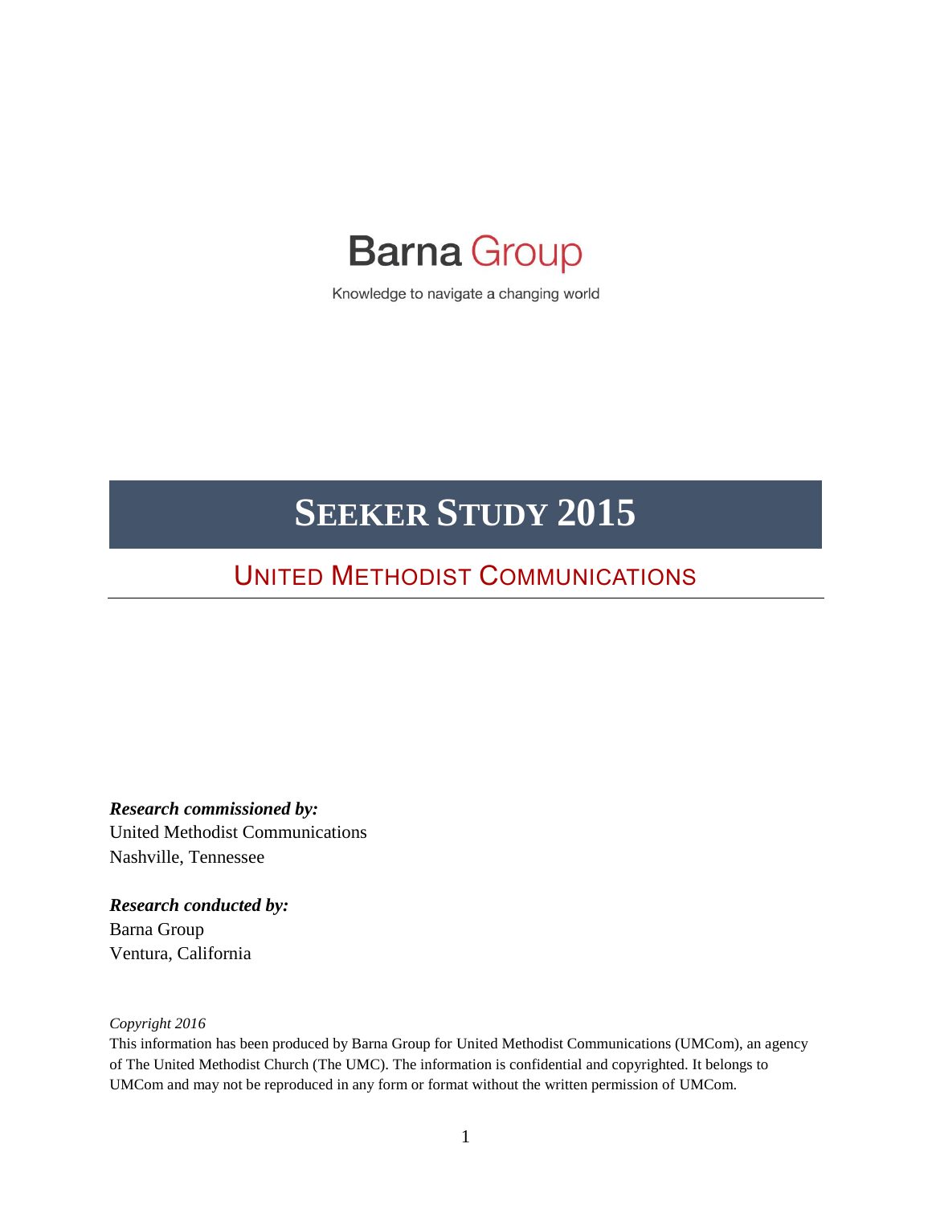Barna Group

Knowledge to navigate a changing world

# SEEKER STUDY 2015

## UNITED METHODIST COMMUNICATIONS

***Research commissioned by:***
United Methodist Communications
Nashville, Tennessee

***Research conducted by:***
Barna Group
Ventura, California

*Copyright 2016*
This information has been produced by Barna Group for United Methodist Communications (UMCom), an agency of The United Methodist Church (The UMC). The information is confidential and copyrighted. It belongs to UMCom and may not be reproduced in any form or format without the written permission of UMCom.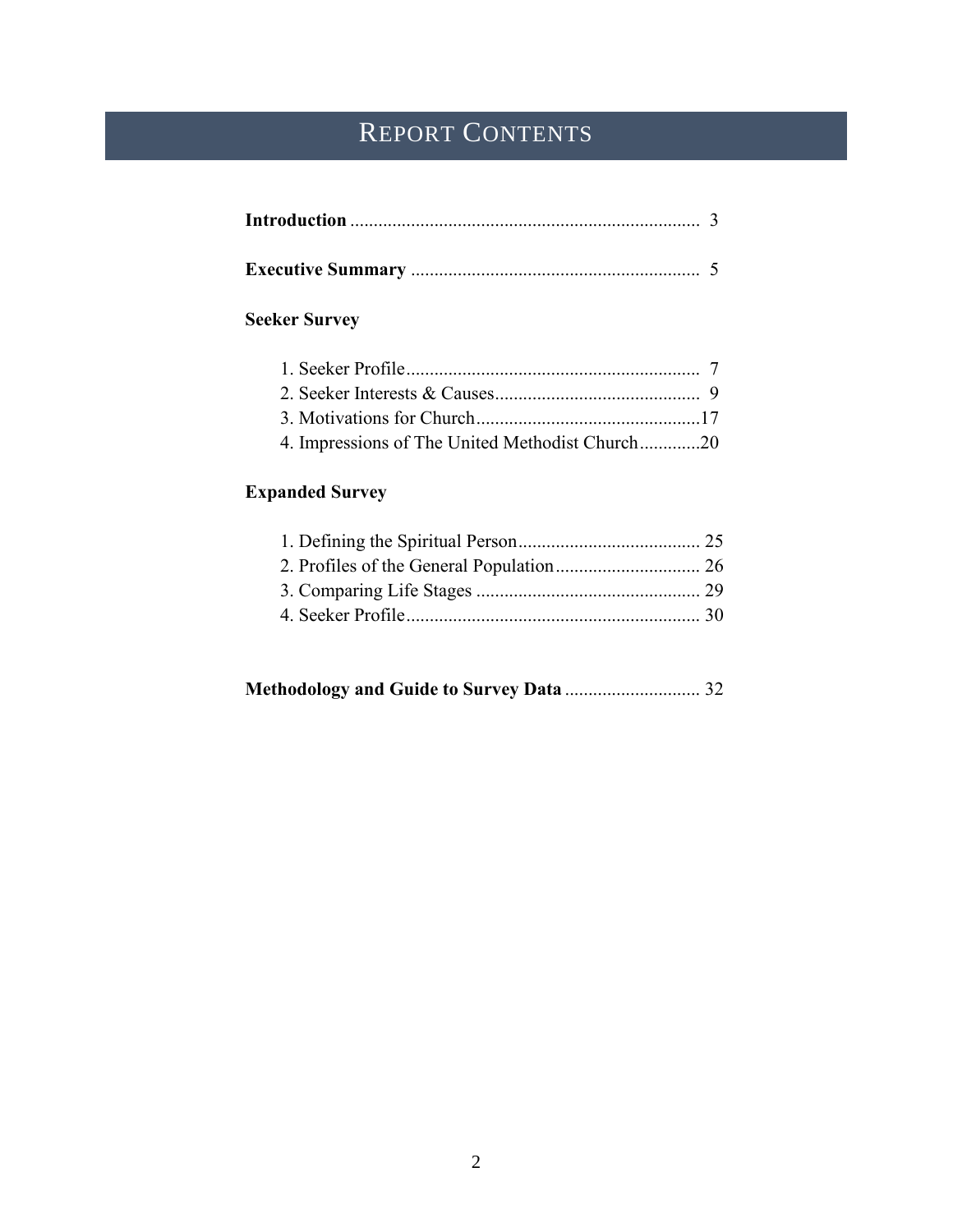# Report Contents

**Introduction** .......................................................................... 3

**Executive Summary** ............................................................. 5

**Seeker Survey**

1. Seeker Profile.............................................................. 7
2. Seeker Interests & Causes............................................ 9
3. Motivations for Church................................................17
4. Impressions of The United Methodist Church.............20

**Expanded Survey**

1. Defining the Spiritual Person....................................... 25
2. Profiles of the General Population............................... 26
3. Comparing Life Stages ................................................ 29
4. Seeker Profile.............................................................. 30

**Methodology and Guide to Survey Data** ............................ 32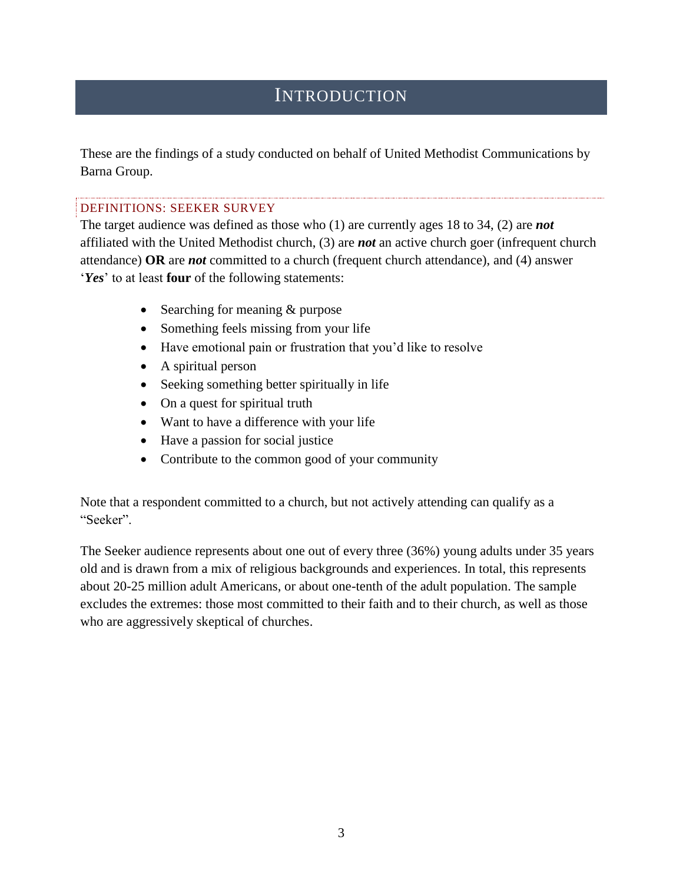# INTRODUCTION

These are the findings of a study conducted on behalf of United Methodist Communications by Barna Group.

### DEFINITIONS: SEEKER SURVEY

The target audience was defined as those who (1) are currently ages 18 to 34, (2) are ***not*** affiliated with the United Methodist church, (3) are ***not*** an active church goer (infrequent church attendance) **OR** are ***not*** committed to a church (frequent church attendance), and (4) answer '***Yes***' to at least **four** of the following statements:

- Searching for meaning & purpose
- Something feels missing from your life
- Have emotional pain or frustration that you'd like to resolve
- A spiritual person
- Seeking something better spiritually in life
- On a quest for spiritual truth
- Want to have a difference with your life
- Have a passion for social justice
- Contribute to the common good of your community

Note that a respondent committed to a church, but not actively attending can qualify as a "Seeker".

The Seeker audience represents about one out of every three (36%) young adults under 35 years old and is drawn from a mix of religious backgrounds and experiences. In total, this represents about 20-25 million adult Americans, or about one-tenth of the adult population. The sample excludes the extremes: those most committed to their faith and to their church, as well as those who are aggressively skeptical of churches.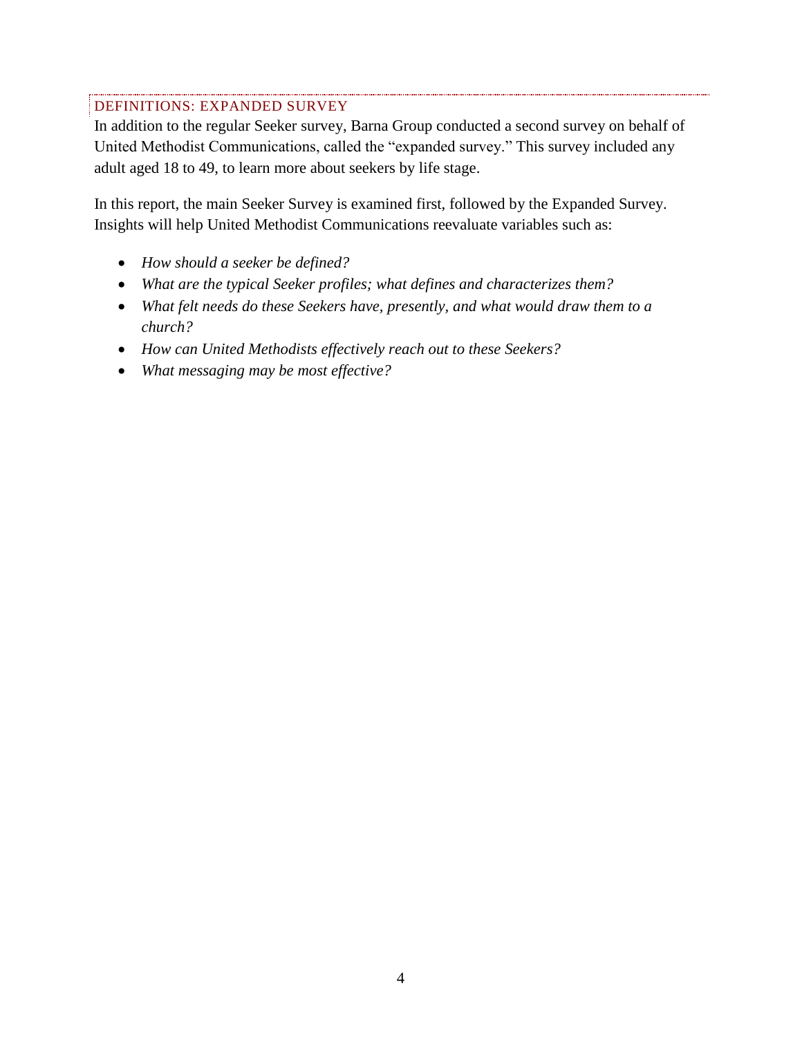## DEFINITIONS: EXPANDED SURVEY

In addition to the regular Seeker survey, Barna Group conducted a second survey on behalf of United Methodist Communications, called the "expanded survey." This survey included any adult aged 18 to 49, to learn more about seekers by life stage.

In this report, the main Seeker Survey is examined first, followed by the Expanded Survey. Insights will help United Methodist Communications reevaluate variables such as:

- *How should a seeker be defined?*
- *What are the typical Seeker profiles; what defines and characterizes them?*
- *What felt needs do these Seekers have, presently, and what would draw them to a church?*
- *How can United Methodists effectively reach out to these Seekers?*
- *What messaging may be most effective?*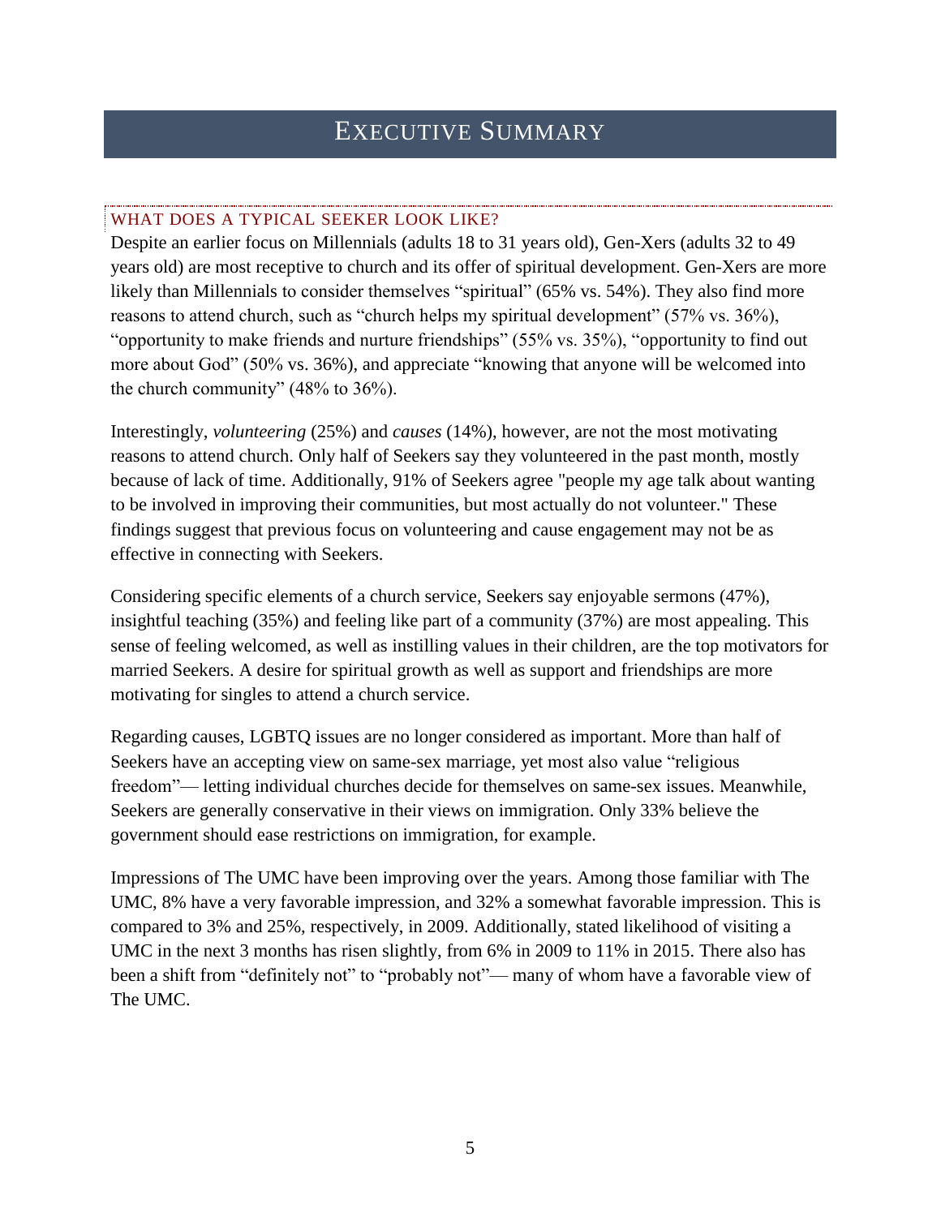# EXECUTIVE SUMMARY

## WHAT DOES A TYPICAL SEEKER LOOK LIKE?

Despite an earlier focus on Millennials (adults 18 to 31 years old), Gen-Xers (adults 32 to 49 years old) are most receptive to church and its offer of spiritual development. Gen-Xers are more likely than Millennials to consider themselves "spiritual" (65% vs. 54%). They also find more reasons to attend church, such as "church helps my spiritual development" (57% vs. 36%), "opportunity to make friends and nurture friendships" (55% vs. 35%), "opportunity to find out more about God" (50% vs. 36%), and appreciate "knowing that anyone will be welcomed into the church community" (48% to 36%).

Interestingly, *volunteering* (25%) and *causes* (14%), however, are not the most motivating reasons to attend church. Only half of Seekers say they volunteered in the past month, mostly because of lack of time. Additionally, 91% of Seekers agree "people my age talk about wanting to be involved in improving their communities, but most actually do not volunteer." These findings suggest that previous focus on volunteering and cause engagement may not be as effective in connecting with Seekers.

Considering specific elements of a church service, Seekers say enjoyable sermons (47%), insightful teaching (35%) and feeling like part of a community (37%) are most appealing. This sense of feeling welcomed, as well as instilling values in their children, are the top motivators for married Seekers. A desire for spiritual growth as well as support and friendships are more motivating for singles to attend a church service.

Regarding causes, LGBTQ issues are no longer considered as important. More than half of Seekers have an accepting view on same-sex marriage, yet most also value "religious freedom"— letting individual churches decide for themselves on same-sex issues. Meanwhile, Seekers are generally conservative in their views on immigration. Only 33% believe the government should ease restrictions on immigration, for example.

Impressions of The UMC have been improving over the years. Among those familiar with The UMC, 8% have a very favorable impression, and 32% a somewhat favorable impression. This is compared to 3% and 25%, respectively, in 2009. Additionally, stated likelihood of visiting a UMC in the next 3 months has risen slightly, from 6% in 2009 to 11% in 2015. There also has been a shift from "definitely not" to "probably not"— many of whom have a favorable view of The UMC.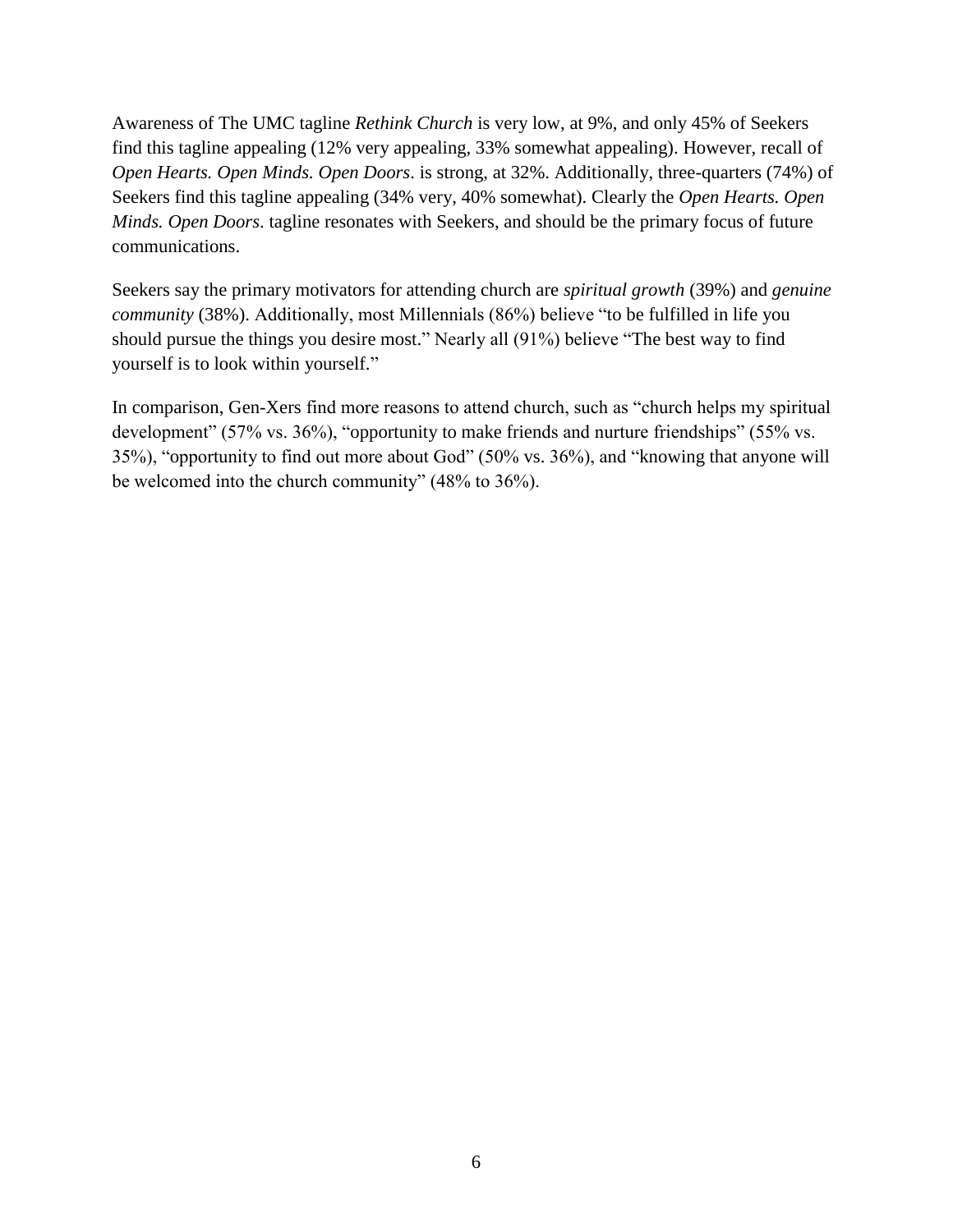Awareness of The UMC tagline *Rethink Church* is very low, at 9%, and only 45% of Seekers find this tagline appealing (12% very appealing, 33% somewhat appealing). However, recall of *Open Hearts. Open Minds. Open Doors*. is strong, at 32%. Additionally, three-quarters (74%) of Seekers find this tagline appealing (34% very, 40% somewhat). Clearly the *Open Hearts. Open Minds. Open Doors*. tagline resonates with Seekers, and should be the primary focus of future communications.

Seekers say the primary motivators for attending church are *spiritual growth* (39%) and *genuine community* (38%). Additionally, most Millennials (86%) believe "to be fulfilled in life you should pursue the things you desire most." Nearly all (91%) believe "The best way to find yourself is to look within yourself."

In comparison, Gen-Xers find more reasons to attend church, such as "church helps my spiritual development" (57% vs. 36%), "opportunity to make friends and nurture friendships" (55% vs. 35%), "opportunity to find out more about God" (50% vs. 36%), and "knowing that anyone will be welcomed into the church community" (48% to 36%).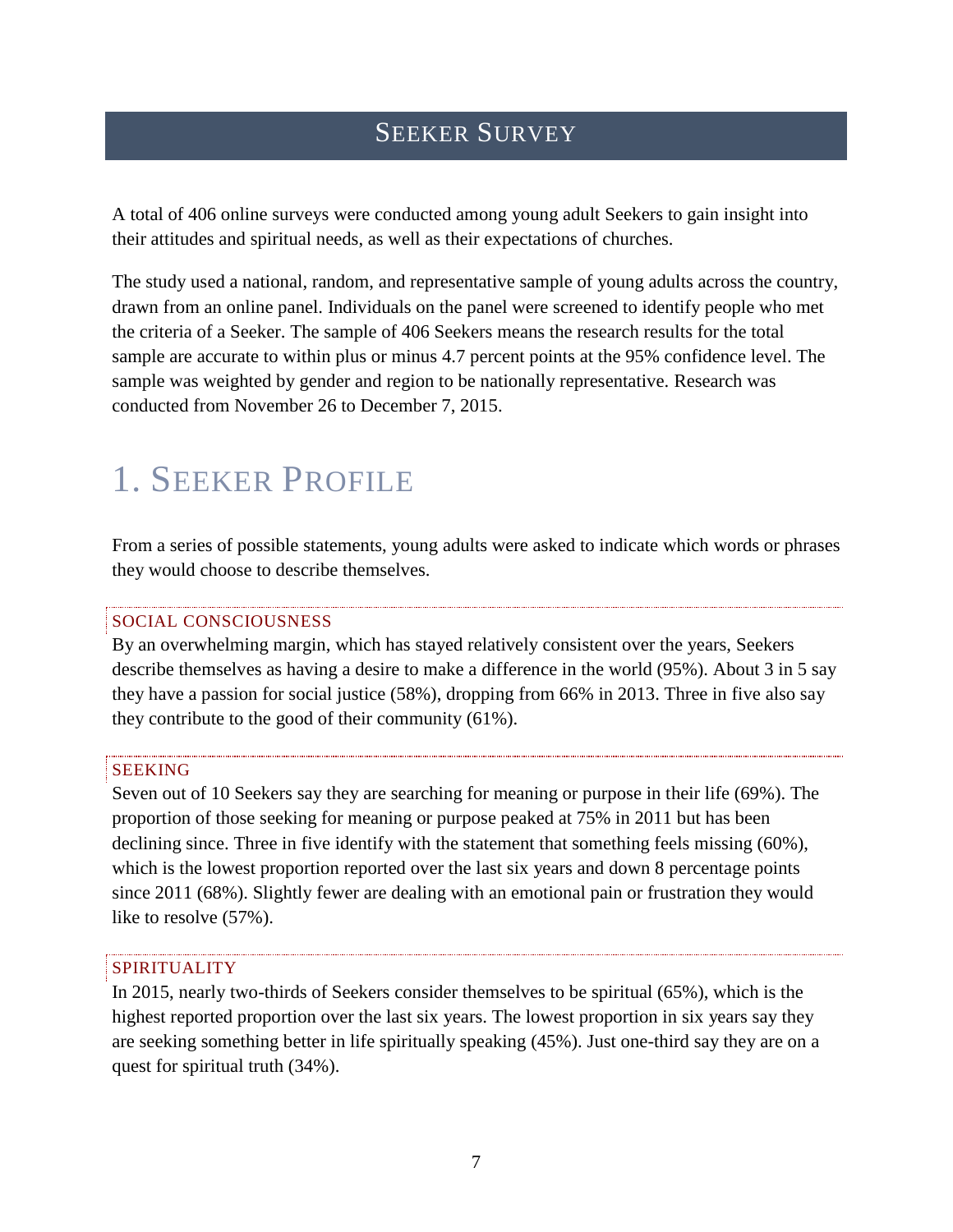# Seeker Survey

A total of 406 online surveys were conducted among young adult Seekers to gain insight into their attitudes and spiritual needs, as well as their expectations of churches.

The study used a national, random, and representative sample of young adults across the country, drawn from an online panel. Individuals on the panel were screened to identify people who met the criteria of a Seeker. The sample of 406 Seekers means the research results for the total sample are accurate to within plus or minus 4.7 percent points at the 95% confidence level. The sample was weighted by gender and region to be nationally representative. Research was conducted from November 26 to December 7, 2015.

## 1. Seeker Profile

From a series of possible statements, young adults were asked to indicate which words or phrases they would choose to describe themselves.

### Social Consciousness

By an overwhelming margin, which has stayed relatively consistent over the years, Seekers describe themselves as having a desire to make a difference in the world (95%). About 3 in 5 say they have a passion for social justice (58%), dropping from 66% in 2013. Three in five also say they contribute to the good of their community (61%).

### Seeking

Seven out of 10 Seekers say they are searching for meaning or purpose in their life (69%). The proportion of those seeking for meaning or purpose peaked at 75% in 2011 but has been declining since. Three in five identify with the statement that something feels missing (60%), which is the lowest proportion reported over the last six years and down 8 percentage points since 2011 (68%). Slightly fewer are dealing with an emotional pain or frustration they would like to resolve (57%).

### Spirituality

In 2015, nearly two-thirds of Seekers consider themselves to be spiritual (65%), which is the highest reported proportion over the last six years. The lowest proportion in six years say they are seeking something better in life spiritually speaking (45%). Just one-third say they are on a quest for spiritual truth (34%).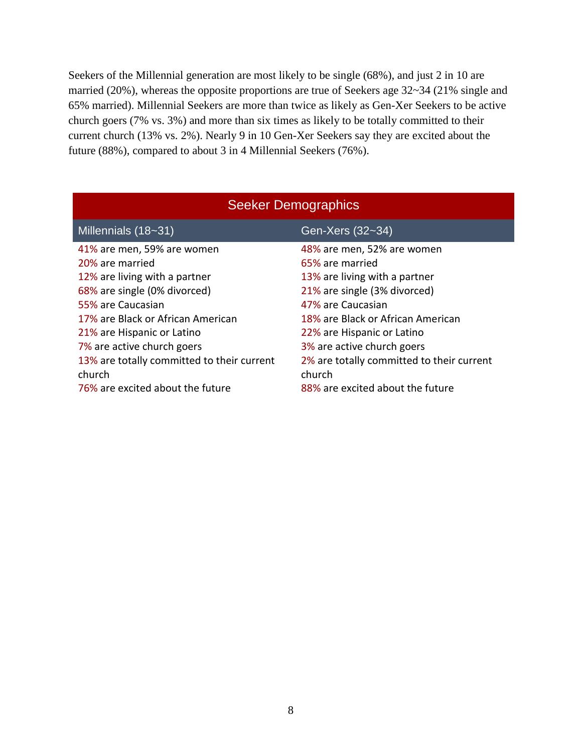Seekers of the Millennial generation are most likely to be single (68%), and just 2 in 10 are married (20%), whereas the opposite proportions are true of Seekers age 32~34 (21% single and 65% married). Millennial Seekers are more than twice as likely as Gen-Xer Seekers to be active church goers (7% vs. 3%) and more than six times as likely to be totally committed to their current church (13% vs. 2%). Nearly 9 in 10 Gen-Xer Seekers say they are excited about the future (88%), compared to about 3 in 4 Millennial Seekers (76%).

| Seeker Demographics | |
|---|---|
| Millennials (18~31) | Gen-Xers (32~34) |
| 41% are men, 59% are women | 48% are men, 52% are women |
| 20% are married | 65% are married |
| 12% are living with a partner | 13% are living with a partner |
| 68% are single (0% divorced) | 21% are single (3% divorced) |
| 55% are Caucasian | 47% are Caucasian |
| 17% are Black or African American | 18% are Black or African American |
| 21% are Hispanic or Latino | 22% are Hispanic or Latino |
| 7% are active church goers | 3% are active church goers |
| 13% are totally committed to their current church | 2% are totally committed to their current church |
| 76% are excited about the future | 88% are excited about the future |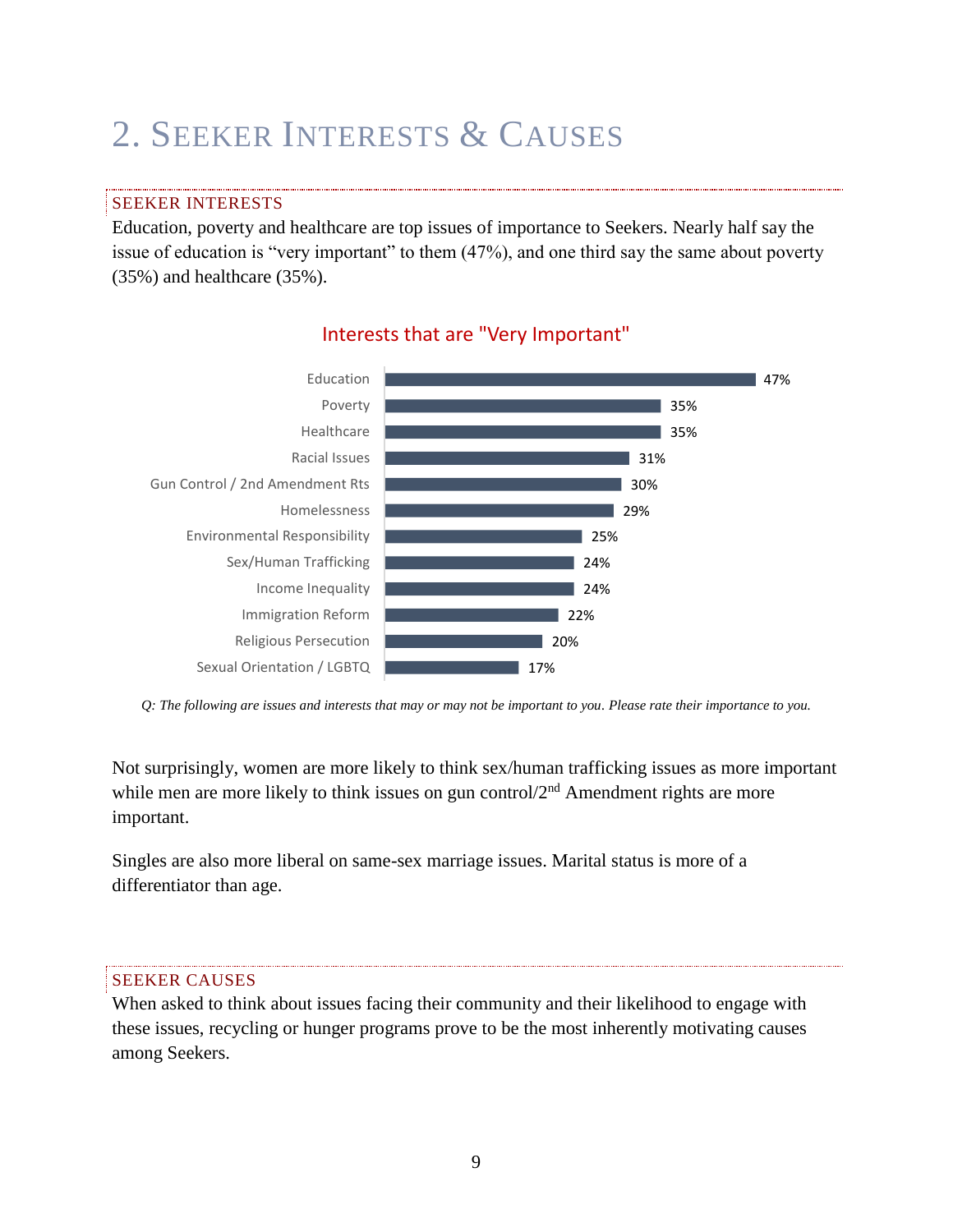# 2. Seeker Interests & Causes

## SEEKER INTERESTS

Education, poverty and healthcare are top issues of importance to Seekers. Nearly half say the issue of education is "very important" to them (47%), and one third say the same about poverty (35%) and healthcare (35%).

**Interests that are "Very Important"**

| Interest | % |
|---|---|
| Education | 47% |
| Poverty | 35% |
| Healthcare | 35% |
| Racial Issues | 31% |
| Gun Control / 2nd Amendment Rts | 30% |
| Homelessness | 29% |
| Environmental Responsibility | 25% |
| Sex/Human Trafficking | 24% |
| Income Inequality | 24% |
| Immigration Reform | 22% |
| Religious Persecution | 20% |
| Sexual Orientation / LGBTQ | 17% |

*Q: The following are issues and interests that may or may not be important to you. Please rate their importance to you.*

Not surprisingly, women are more likely to think sex/human trafficking issues as more important while men are more likely to think issues on gun control/2nd Amendment rights are more important.

Singles are also more liberal on same-sex marriage issues. Marital status is more of a differentiator than age.

## SEEKER CAUSES

When asked to think about issues facing their community and their likelihood to engage with these issues, recycling or hunger programs prove to be the most inherently motivating causes among Seekers.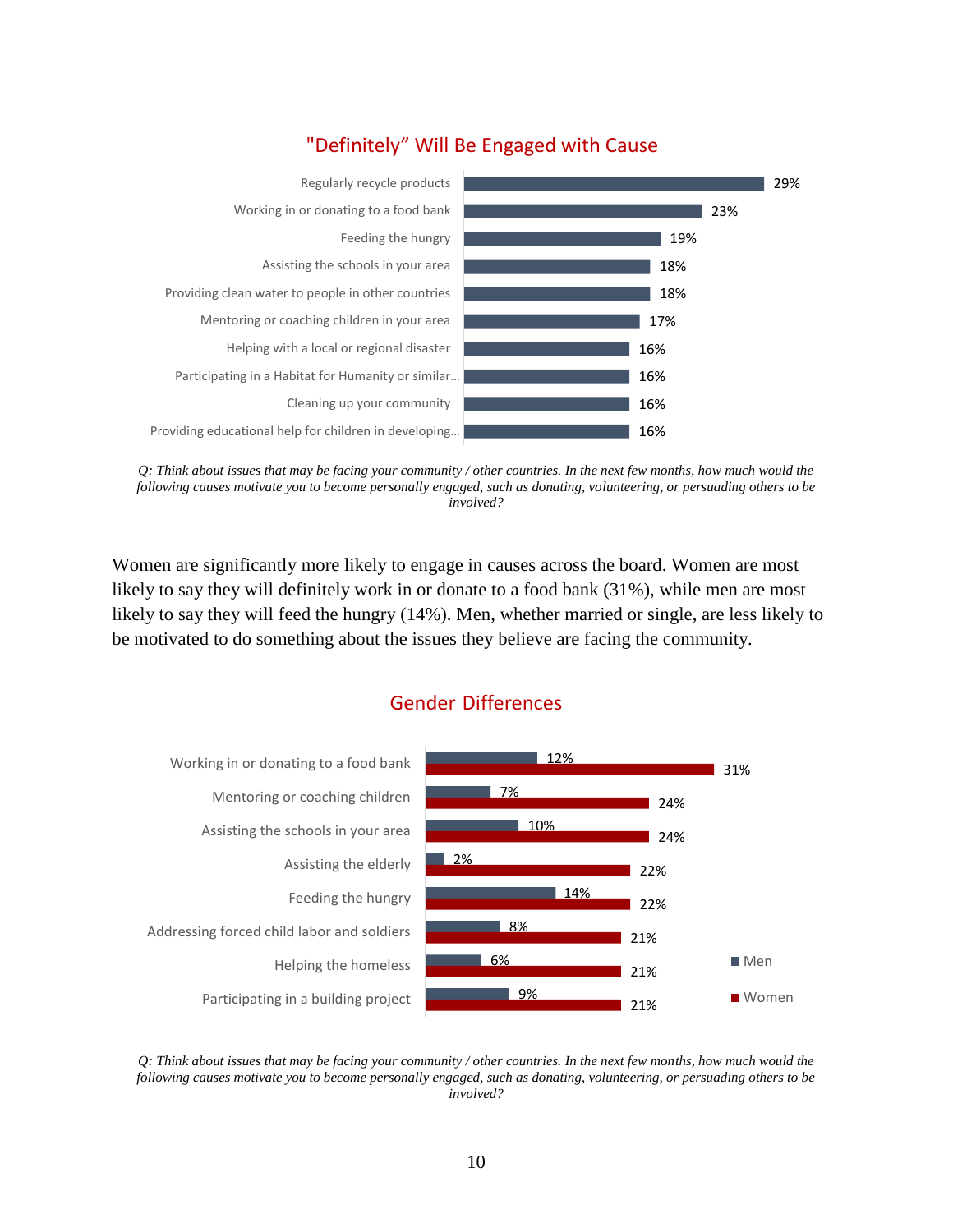## "Definitely" Will Be Engaged with Cause

| Cause | Percent |
|---|---|
| Regularly recycle products | 29% |
| Working in or donating to a food bank | 23% |
| Feeding the hungry | 19% |
| Assisting the schools in your area | 18% |
| Providing clean water to people in other countries | 18% |
| Mentoring or coaching children in your area | 17% |
| Helping with a local or regional disaster | 16% |
| Participating in a Habitat for Humanity or similar... | 16% |
| Cleaning up your community | 16% |
| Providing educational help for children in developing... | 16% |

*Q: Think about issues that may be facing your community / other countries. In the next few months, how much would the following causes motivate you to become personally engaged, such as donating, volunteering, or persuading others to be involved?*

Women are significantly more likely to engage in causes across the board. Women are most likely to say they will definitely work in or donate to a food bank (31%), while men are most likely to say they will feed the hungry (14%). Men, whether married or single, are less likely to be motivated to do something about the issues they believe are facing the community.

## Gender Differences

| Cause | Men | Women |
|---|---|---|
| Working in or donating to a food bank | 12% | 31% |
| Mentoring or coaching children | 7% | 24% |
| Assisting the schools in your area | 10% | 24% |
| Assisting the elderly | 2% | 22% |
| Feeding the hungry | 14% | 22% |
| Addressing forced child labor and soldiers | 8% | 21% |
| Helping the homeless | 6% | 21% |
| Participating in a building project | 9% | 21% |

*Q: Think about issues that may be facing your community / other countries. In the next few months, how much would the following causes motivate you to become personally engaged, such as donating, volunteering, or persuading others to be involved?*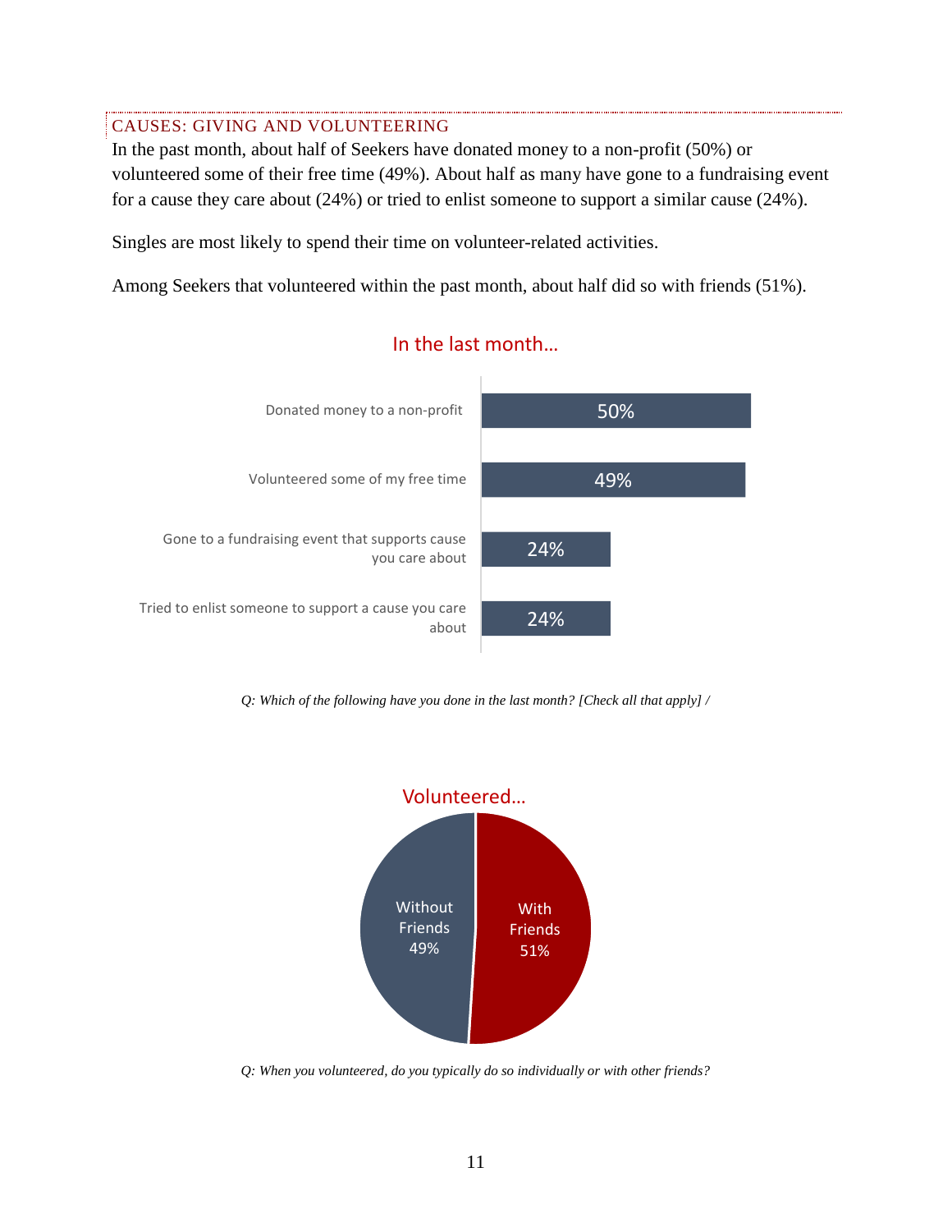## CAUSES: GIVING AND VOLUNTEERING

In the past month, about half of Seekers have donated money to a non-profit (50%) or volunteered some of their free time (49%). About half as many have gone to a fundraising event for a cause they care about (24%) or tried to enlist someone to support a similar cause (24%).

Singles are most likely to spend their time on volunteer-related activities.

Among Seekers that volunteered within the past month, about half did so with friends (51%).

**In the last month…**

| Activity | % |
|---|---|
| Donated money to a non-profit | 50% |
| Volunteered some of my free time | 49% |
| Gone to a fundraising event that supports cause you care about | 24% |
| Tried to enlist someone to support a cause you care about | 24% |

*Q: Which of the following have you done in the last month? [Check all that apply] /*

**Volunteered…**

| Response | % |
|---|---|
| Without Friends | 49% |
| With Friends | 51% |

*Q: When you volunteered, do you typically do so individually or with other friends?*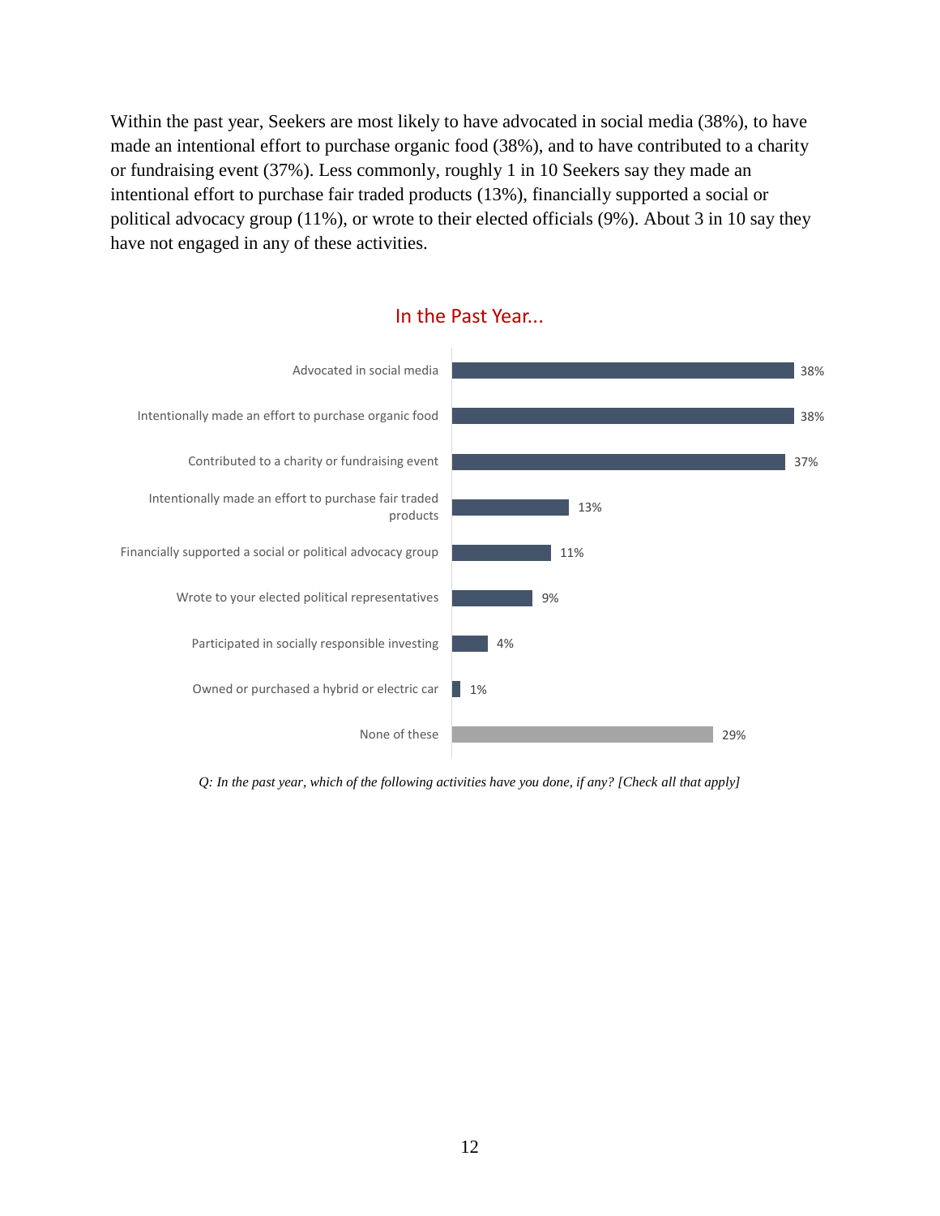Within the past year, Seekers are most likely to have advocated in social media (38%), to have made an intentional effort to purchase organic food (38%), and to have contributed to a charity or fundraising event (37%). Less commonly, roughly 1 in 10 Seekers say they made an intentional effort to purchase fair traded products (13%), financially supported a social or political advocacy group (11%), or wrote to their elected officials (9%). About 3 in 10 say they have not engaged in any of these activities.

## In the Past Year...

| Activity | % |
|---|---|
| Advocated in social media | 38% |
| Intentionally made an effort to purchase organic food | 38% |
| Contributed to a charity or fundraising event | 37% |
| Intentionally made an effort to purchase fair traded products | 13% |
| Financially supported a social or political advocacy group | 11% |
| Wrote to your elected political representatives | 9% |
| Participated in socially responsible investing | 4% |
| Owned or purchased a hybrid or electric car | 1% |
| None of these | 29% |

*Q: In the past year, which of the following activities have you done, if any? [Check all that apply]*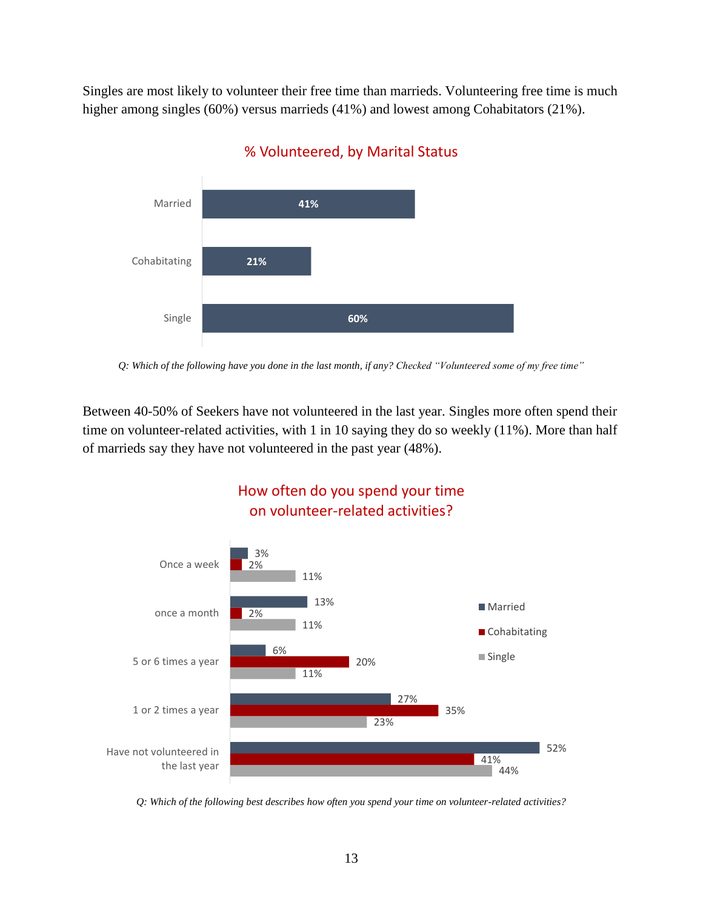Singles are most likely to volunteer their free time than marrieds. Volunteering free time is much higher among singles (60%) versus marrieds (41%) and lowest among Cohabitators (21%).

**% Volunteered, by Marital Status**

| Marital Status | % Volunteered |
| --- | --- |
| Married | 41% |
| Cohabitating | 21% |
| Single | 60% |

*Q: Which of the following have you done in the last month, if any? Checked "Volunteered some of my free time"*

Between 40-50% of Seekers have not volunteered in the last year. Singles more often spend their time on volunteer-related activities, with 1 in 10 saying they do so weekly (11%). More than half of marrieds say they have not volunteered in the past year (48%).

**How often do you spend your time on volunteer-related activities?**

| | Married | Cohabitating | Single |
| --- | --- | --- | --- |
| Once a week | 3% | 2% | 11% |
| once a month | 13% | 2% | 11% |
| 5 or 6 times a year | 6% | 20% | 11% |
| 1 or 2 times a year | 27% | 35% | 23% |
| Have not volunteered in the last year | 52% | 41% | 44% |

*Q: Which of the following best describes how often you spend your time on volunteer-related activities?*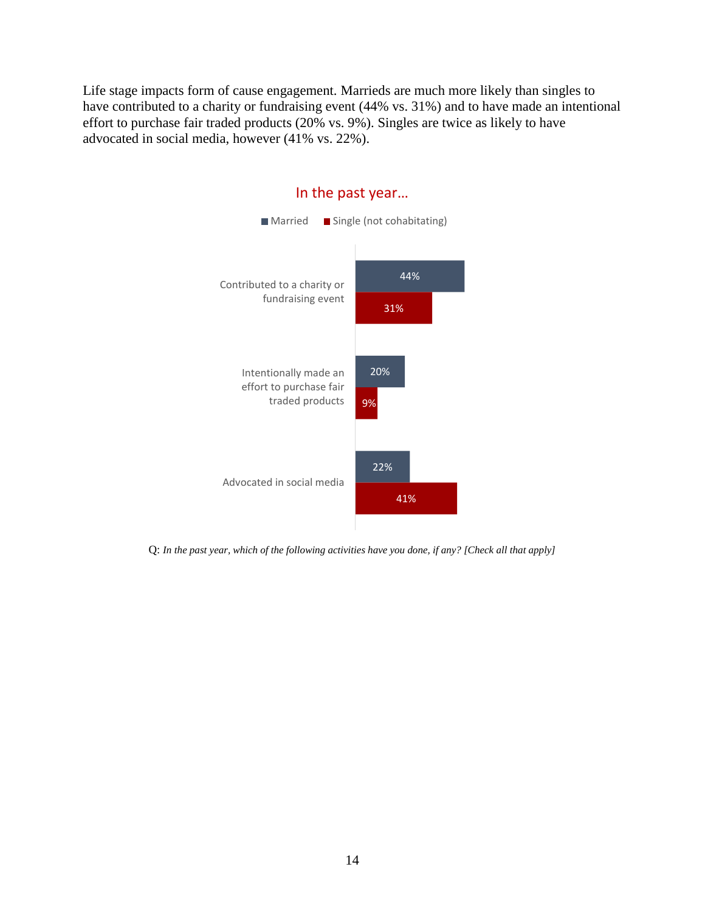Life stage impacts form of cause engagement. Marrieds are much more likely than singles to have contributed to a charity or fundraising event (44% vs. 31%) and to have made an intentional effort to purchase fair traded products (20% vs. 9%). Singles are twice as likely to have advocated in social media, however (41% vs. 22%).

**In the past year…**

| | Married | Single (not cohabitating) |
|---|---|---|
| Contributed to a charity or fundraising event | 44% | 31% |
| Intentionally made an effort to purchase fair traded products | 20% | 9% |
| Advocated in social media | 22% | 41% |

Q: *In the past year, which of the following activities have you done, if any? [Check all that apply]*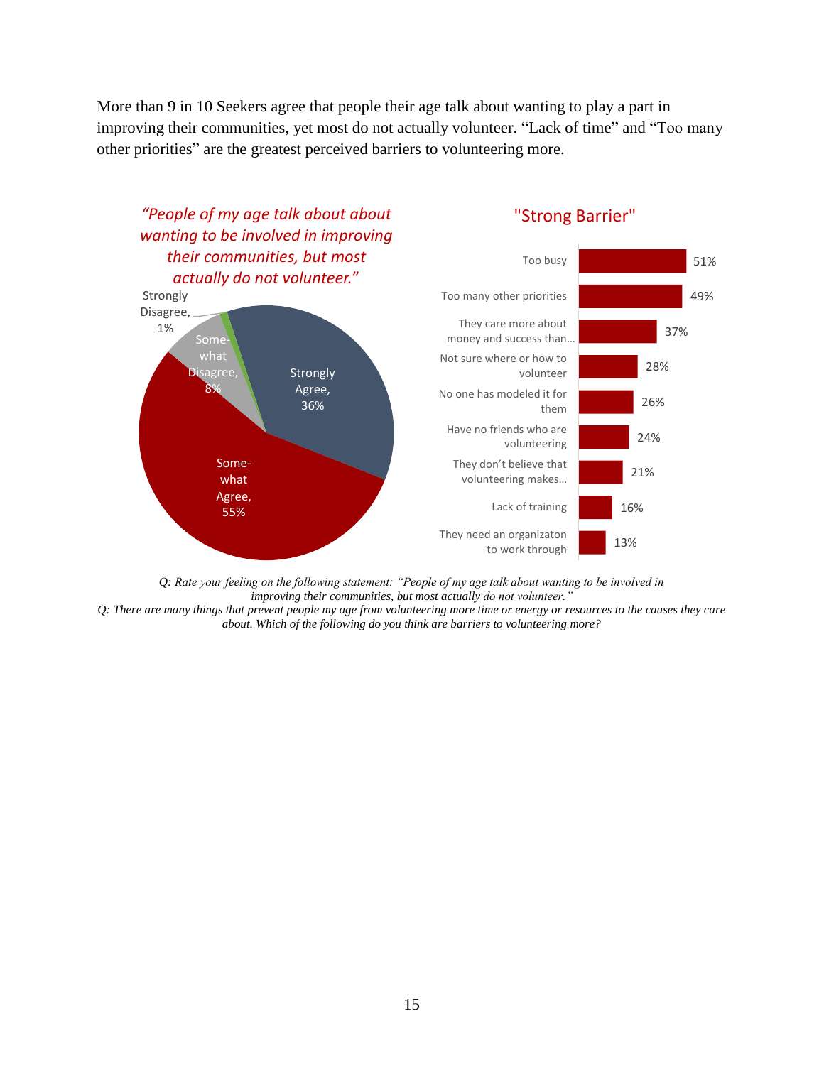More than 9 in 10 Seekers agree that people their age talk about wanting to play a part in improving their communities, yet most do not actually volunteer. "Lack of time" and "Too many other priorities" are the greatest perceived barriers to volunteering more.

*"People of my age talk about about wanting to be involved in improving their communities, but most actually do not volunteer."*

| Response | Percent |
|---|---|
| Strongly Agree | 36% |
| Somewhat Agree | 55% |
| Somewhat Disagree | 8% |
| Strongly Disagree | 1% |

"Strong Barrier"

| Barrier | Percent |
|---|---|
| Too busy | 51% |
| Too many other priorities | 49% |
| They care more about money and success than... | 37% |
| Not sure where or how to volunteer | 28% |
| No one has modeled it for them | 26% |
| Have no friends who are volunteering | 24% |
| They don't believe that volunteering makes... | 21% |
| Lack of training | 16% |
| They need an organizaton to work through | 13% |

*Q: Rate your feeling on the following statement: "People of my age talk about wanting to be involved in improving their communities, but most actually do not volunteer."*
*Q: There are many things that prevent people my age from volunteering more time or energy or resources to the causes they care about. Which of the following do you think are barriers to volunteering more?*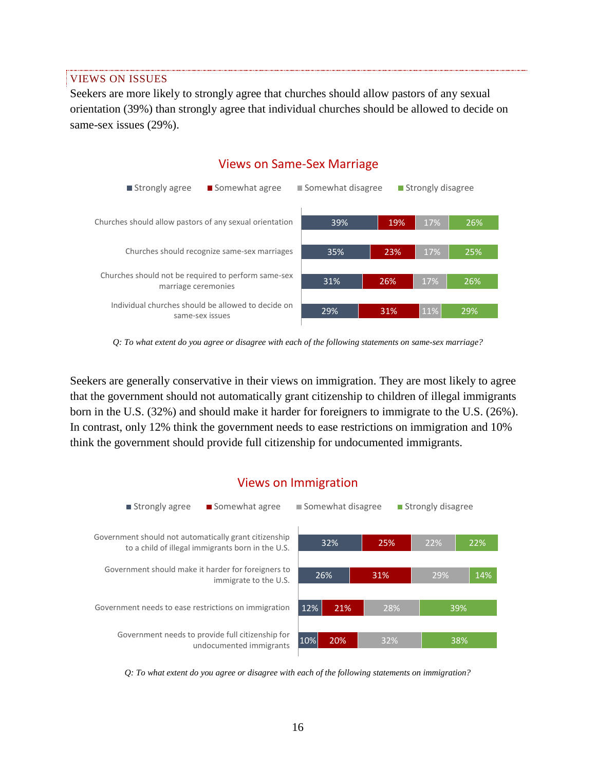## VIEWS ON ISSUES

Seekers are more likely to strongly agree that churches should allow pastors of any sexual orientation (39%) than strongly agree that individual churches should be allowed to decide on same-sex issues (29%).

### Views on Same-Sex Marriage

| | Strongly agree | Somewhat agree | Somewhat disagree | Strongly disagree |
|---|---|---|---|---|
| Churches should allow pastors of any sexual orientation | 39% | 19% | 17% | 26% |
| Churches should recognize same-sex marriages | 35% | 23% | 17% | 25% |
| Churches should not be required to perform same-sex marriage ceremonies | 31% | 26% | 17% | 26% |
| Individual churches should be allowed to decide on same-sex issues | 29% | 31% | 11% | 29% |

*Q: To what extent do you agree or disagree with each of the following statements on same-sex marriage?*

Seekers are generally conservative in their views on immigration. They are most likely to agree that the government should not automatically grant citizenship to children of illegal immigrants born in the U.S. (32%) and should make it harder for foreigners to immigrate to the U.S. (26%). In contrast, only 12% think the government needs to ease restrictions on immigration and 10% think the government should provide full citizenship for undocumented immigrants.

### Views on Immigration

| | Strongly agree | Somewhat agree | Somewhat disagree | Strongly disagree |
|---|---|---|---|---|
| Government should not automatically grant citizenship to a child of illegal immigrants born in the U.S. | 32% | 25% | 22% | 22% |
| Government should make it harder for foreigners to immigrate to the U.S. | 26% | 31% | 29% | 14% |
| Government needs to ease restrictions on immigration | 12% | 21% | 28% | 39% |
| Government needs to provide full citizenship for undocumented immigrants | 10% | 20% | 32% | 38% |

*Q: To what extent do you agree or disagree with each of the following statements on immigration?*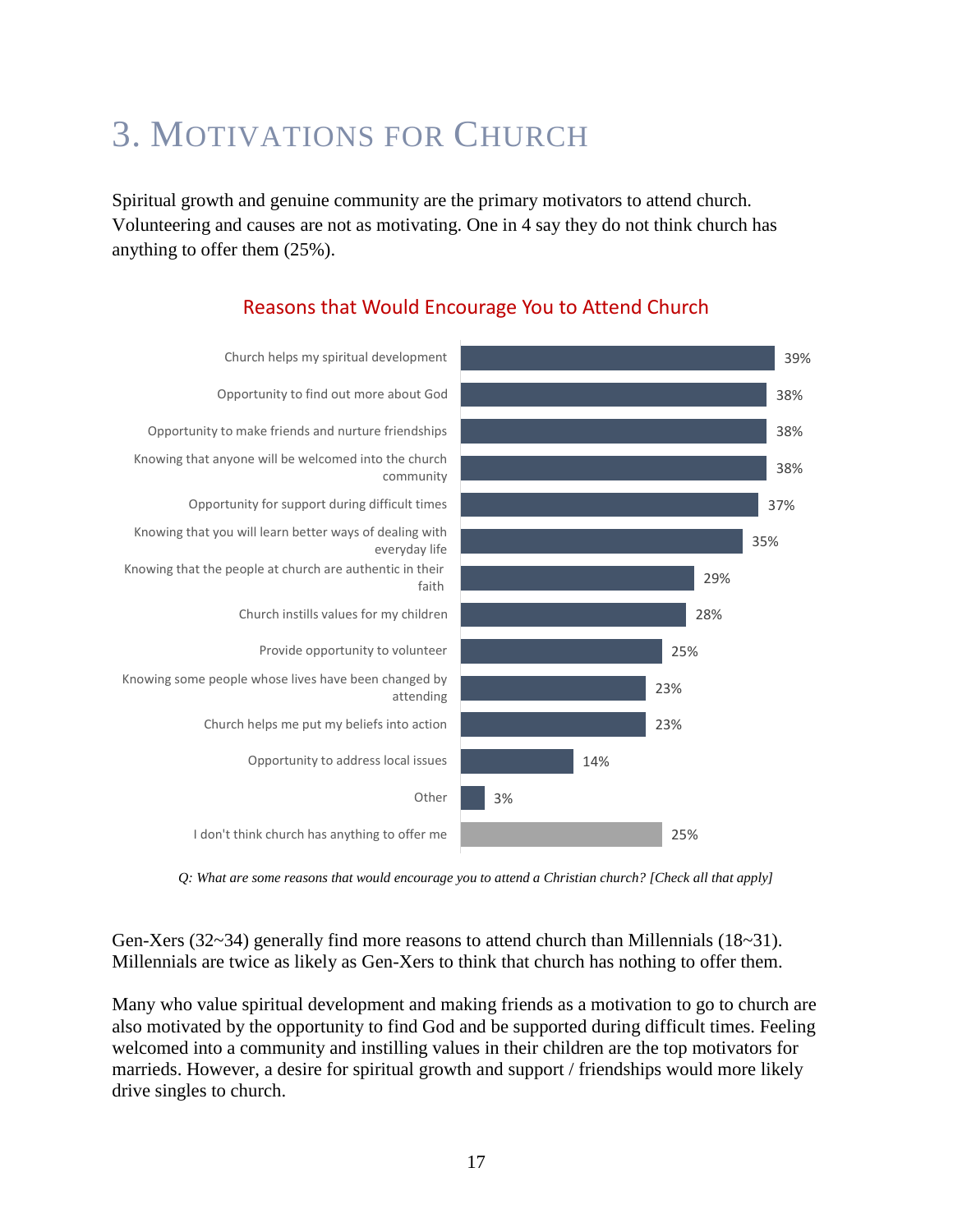# 3. Motivations for Church

Spiritual growth and genuine community are the primary motivators to attend church. Volunteering and causes are not as motivating. One in 4 say they do not think church has anything to offer them (25%).

**Reasons that Would Encourage You to Attend Church**

| Reason | % |
|---|---|
| Church helps my spiritual development | 39% |
| Opportunity to find out more about God | 38% |
| Opportunity to make friends and nurture friendships | 38% |
| Knowing that anyone will be welcomed into the church community | 38% |
| Opportunity for support during difficult times | 37% |
| Knowing that you will learn better ways of dealing with everyday life | 35% |
| Knowing that the people at church are authentic in their faith | 29% |
| Church instills values for my children | 28% |
| Provide opportunity to volunteer | 25% |
| Knowing some people whose lives have been changed by attending | 23% |
| Church helps me put my beliefs into action | 23% |
| Opportunity to address local issues | 14% |
| Other | 3% |
| I don't think church has anything to offer me | 25% |

*Q: What are some reasons that would encourage you to attend a Christian church? [Check all that apply]*

Gen-Xers (32~34) generally find more reasons to attend church than Millennials (18~31). Millennials are twice as likely as Gen-Xers to think that church has nothing to offer them.

Many who value spiritual development and making friends as a motivation to go to church are also motivated by the opportunity to find God and be supported during difficult times. Feeling welcomed into a community and instilling values in their children are the top motivators for marrieds. However, a desire for spiritual growth and support / friendships would more likely drive singles to church.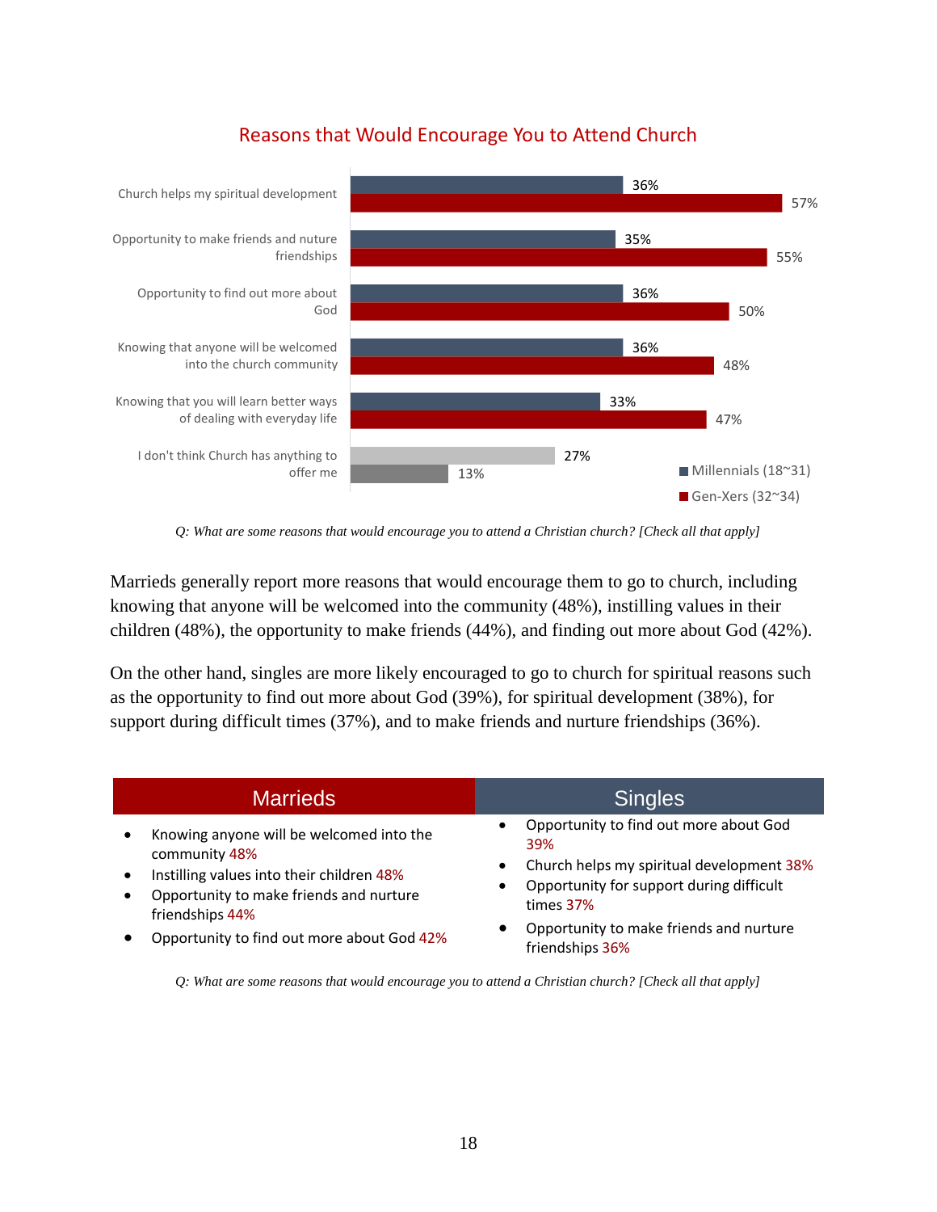## Reasons that Would Encourage You to Attend Church

| | Millennials (18~31) | Gen-Xers (32~34) |
|---|---|---|
| Church helps my spiritual development | 36% | 57% |
| Opportunity to make friends and nuture friendships | 35% | 55% |
| Opportunity to find out more about God | 36% | 50% |
| Knowing that anyone will be welcomed into the church community | 36% | 48% |
| Knowing that you will learn better ways of dealing with everyday life | 33% | 47% |
| I don't think Church has anything to offer me | 27% | 13% |

*Q: What are some reasons that would encourage you to attend a Christian church? [Check all that apply]*

Marrieds generally report more reasons that would encourage them to go to church, including knowing that anyone will be welcomed into the community (48%), instilling values in their children (48%), the opportunity to make friends (44%), and finding out more about God (42%).

On the other hand, singles are more likely encouraged to go to church for spiritual reasons such as the opportunity to find out more about God (39%), for spiritual development (38%), for support during difficult times (37%), and to make friends and nurture friendships (36%).

| Marrieds | Singles |
|---|---|
| • Knowing anyone will be welcomed into the community 48%<br>• Instilling values into their children 48%<br>• Opportunity to make friends and nurture friendships 44%<br>• Opportunity to find out more about God 42% | • Opportunity to find out more about God 39%<br>• Church helps my spiritual development 38%<br>• Opportunity for support during difficult times 37%<br>• Opportunity to make friends and nurture friendships 36% |

*Q: What are some reasons that would encourage you to attend a Christian church? [Check all that apply]*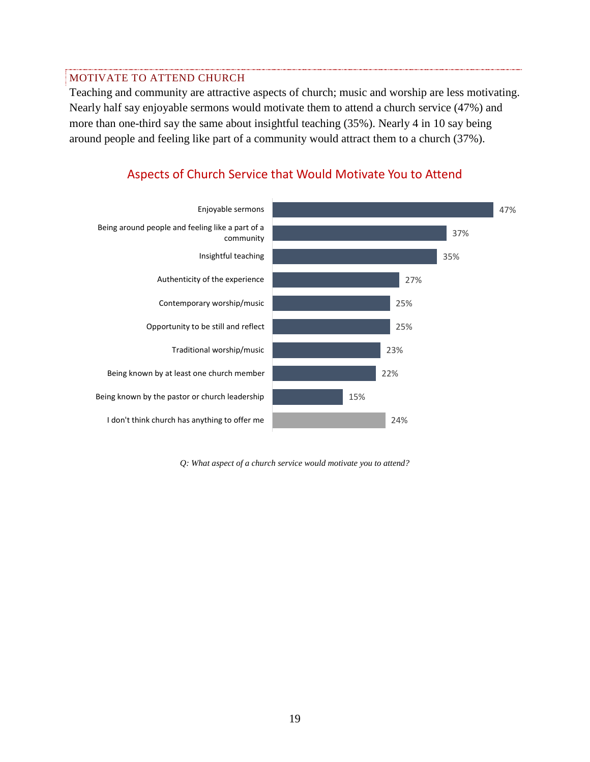## MOTIVATE TO ATTEND CHURCH

Teaching and community are attractive aspects of church; music and worship are less motivating. Nearly half say enjoyable sermons would motivate them to attend a church service (47%) and more than one-third say the same about insightful teaching (35%). Nearly 4 in 10 say being around people and feeling like part of a community would attract them to a church (37%).

### Aspects of Church Service that Would Motivate You to Attend

| Aspect | Percent |
| --- | --- |
| Enjoyable sermons | 47% |
| Being around people and feeling like a part of a community | 37% |
| Insightful teaching | 35% |
| Authenticity of the experience | 27% |
| Contemporary worship/music | 25% |
| Opportunity to be still and reflect | 25% |
| Traditional worship/music | 23% |
| Being known by at least one church member | 22% |
| Being known by the pastor or church leadership | 15% |
| I don't think church has anything to offer me | 24% |

*Q: What aspect of a church service would motivate you to attend?*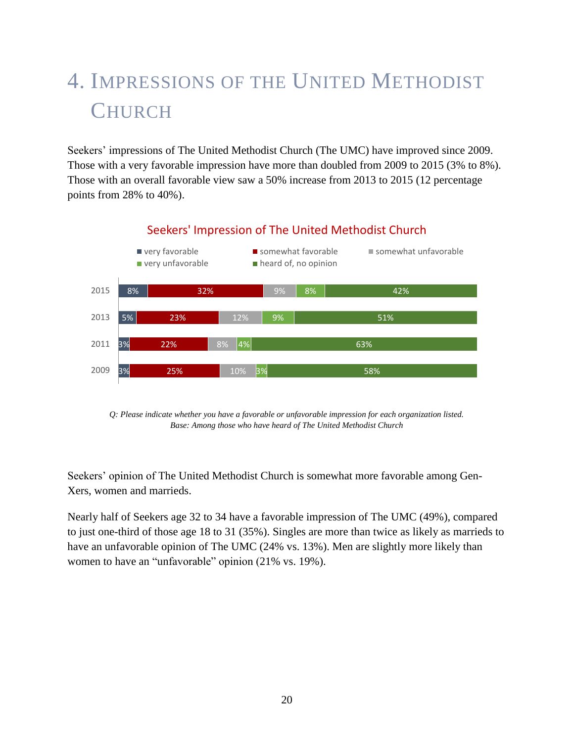# 4. Impressions of the United Methodist Church

Seekers' impressions of The United Methodist Church (The UMC) have improved since 2009. Those with a very favorable impression have more than doubled from 2009 to 2015 (3% to 8%). Those with an overall favorable view saw a 50% increase from 2013 to 2015 (12 percentage points from 28% to 40%).

**Seekers' Impression of The United Methodist Church**

| Year | very favorable | somewhat favorable | somewhat unfavorable | very unfavorable | heard of, no opinion |
|---|---|---|---|---|---|
| 2015 | 8% | 32% | 9% | 8% | 42% |
| 2013 | 5% | 23% | 12% | 9% | 51% |
| 2011 | 3% | 22% | 8% | 4% | 63% |
| 2009 | 3% | 25% | 10% | 3% | 58% |

*Q: Please indicate whether you have a favorable or unfavorable impression for each organization listed.*
*Base: Among those who have heard of The United Methodist Church*

Seekers' opinion of The United Methodist Church is somewhat more favorable among Gen-Xers, women and marrieds.

Nearly half of Seekers age 32 to 34 have a favorable impression of The UMC (49%), compared to just one-third of those age 18 to 31 (35%). Singles are more than twice as likely as marrieds to have an unfavorable opinion of The UMC (24% vs. 13%). Men are slightly more likely than women to have an "unfavorable" opinion (21% vs. 19%).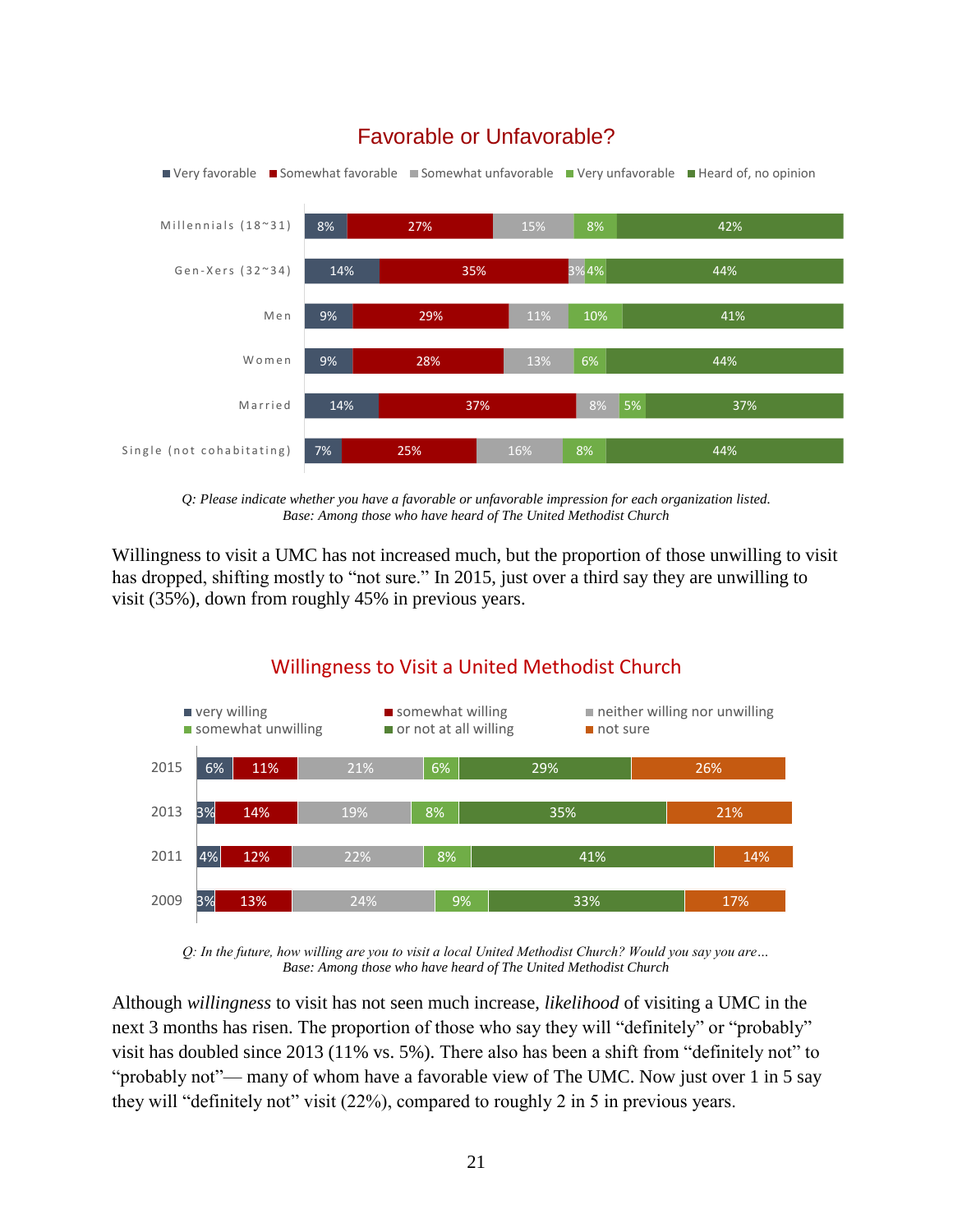## Favorable or Unfavorable?

| | Very favorable | Somewhat favorable | Somewhat unfavorable | Very unfavorable | Heard of, no opinion |
|---|---|---|---|---|---|
| Millennials (18~31) | 8% | 27% | 15% | 8% | 42% |
| Gen-Xers (32~34) | 14% | 35% | 3% | 4% | 44% |
| Men | 9% | 29% | 11% | 10% | 41% |
| Women | 9% | 28% | 13% | 6% | 44% |
| Married | 14% | 37% | 8% | 5% | 37% |
| Single (not cohabitating) | 7% | 25% | 16% | 8% | 44% |

*Q: Please indicate whether you have a favorable or unfavorable impression for each organization listed.*
*Base: Among those who have heard of The United Methodist Church*

Willingness to visit a UMC has not increased much, but the proportion of those unwilling to visit has dropped, shifting mostly to "not sure." In 2015, just over a third say they are unwilling to visit (35%), down from roughly 45% in previous years.

## Willingness to Visit a United Methodist Church

| | very willing | somewhat willing | neither willing nor unwilling | somewhat unwilling | or not at all willing | not sure |
|---|---|---|---|---|---|---|
| 2015 | 6% | 11% | 21% | 6% | 29% | 26% |
| 2013 | 3% | 14% | 19% | 8% | 35% | 21% |
| 2011 | 4% | 12% | 22% | 8% | 41% | 14% |
| 2009 | 3% | 13% | 24% | 9% | 33% | 17% |

*Q: In the future, how willing are you to visit a local United Methodist Church? Would you say you are…*
*Base: Among those who have heard of The United Methodist Church*

Although *willingness* to visit has not seen much increase, *likelihood* of visiting a UMC in the next 3 months has risen. The proportion of those who say they will "definitely" or "probably" visit has doubled since 2013 (11% vs. 5%). There also has been a shift from "definitely not" to "probably not"— many of whom have a favorable view of The UMC. Now just over 1 in 5 say they will "definitely not" visit (22%), compared to roughly 2 in 5 in previous years.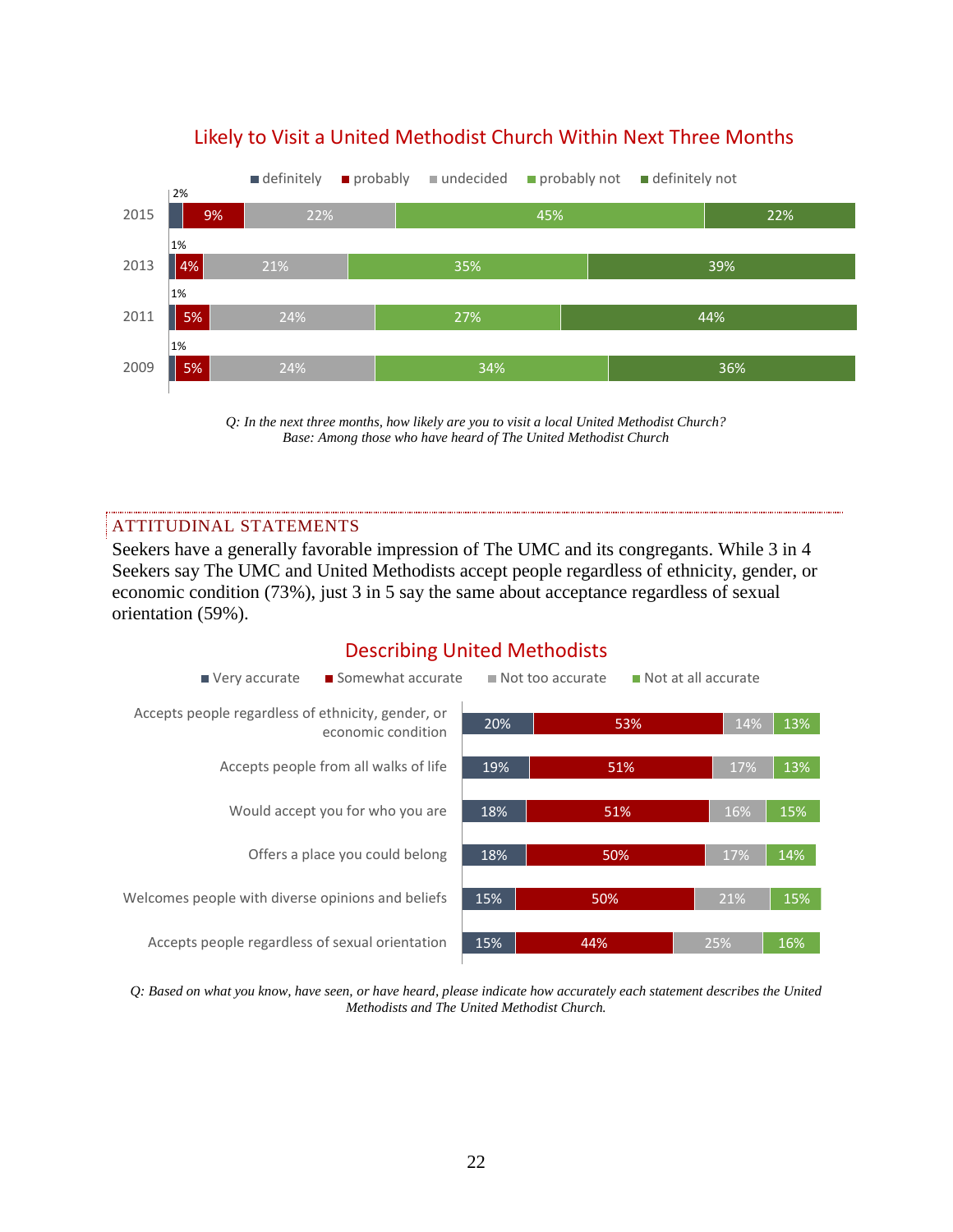## Likely to Visit a United Methodist Church Within Next Three Months

| Year | definitely | probably | undecided | probably not | definitely not |
|---|---|---|---|---|---|
| 2015 | 2% | 9% | 22% | 45% | 22% |
| 2013 | 1% | 4% | 21% | 35% | 39% |
| 2011 | 1% | 5% | 24% | 27% | 44% |
| 2009 | 1% | 5% | 24% | 34% | 36% |

*Q: In the next three months, how likely are you to visit a local United Methodist Church?*
*Base: Among those who have heard of The United Methodist Church*

## ATTITUDINAL STATEMENTS

Seekers have a generally favorable impression of The UMC and its congregants. While 3 in 4 Seekers say The UMC and United Methodists accept people regardless of ethnicity, gender, or economic condition (73%), just 3 in 5 say the same about acceptance regardless of sexual orientation (59%).

## Describing United Methodists

| Statement | Very accurate | Somewhat accurate | Not too accurate | Not at all accurate |
|---|---|---|---|---|
| Accepts people regardless of ethnicity, gender, or economic condition | 20% | 53% | 14% | 13% |
| Accepts people from all walks of life | 19% | 51% | 17% | 13% |
| Would accept you for who you are | 18% | 51% | 16% | 15% |
| Offers a place you could belong | 18% | 50% | 17% | 14% |
| Welcomes people with diverse opinions and beliefs | 15% | 50% | 21% | 15% |
| Accepts people regardless of sexual orientation | 15% | 44% | 25% | 16% |

*Q: Based on what you know, have seen, or have heard, please indicate how accurately each statement describes the United Methodists and The United Methodist Church.*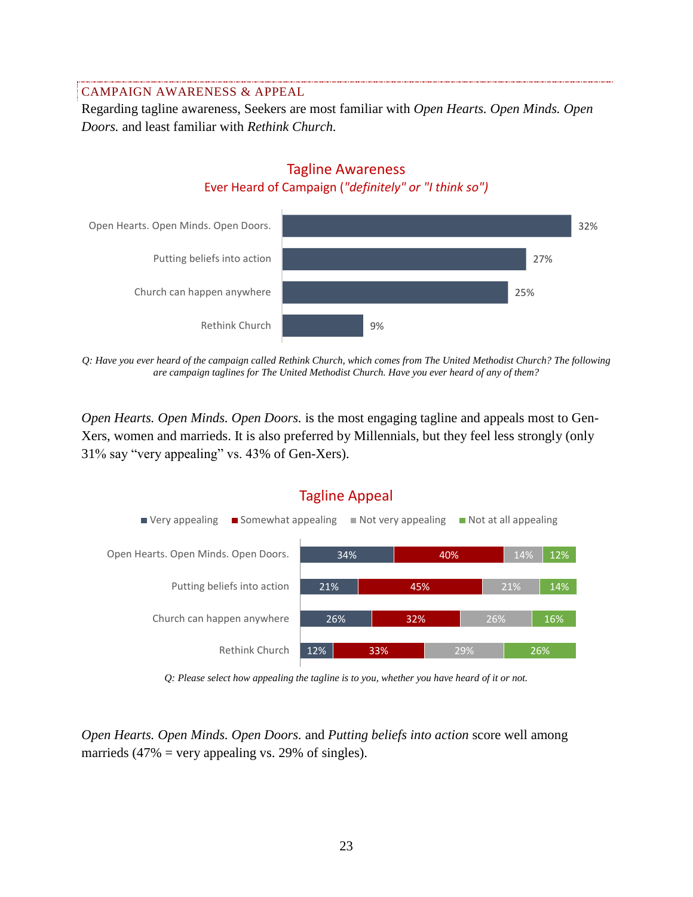## CAMPAIGN AWARENESS & APPEAL

Regarding tagline awareness, Seekers are most familiar with *Open Hearts. Open Minds. Open Doors.* and least familiar with *Rethink Church.*

**Tagline Awareness**

Ever Heard of Campaign (*"definitely" or "I think so"*)

| Tagline | % |
|---|---|
| Open Hearts. Open Minds. Open Doors. | 32% |
| Putting beliefs into action | 27% |
| Church can happen anywhere | 25% |
| Rethink Church | 9% |

*Q: Have you ever heard of the campaign called Rethink Church, which comes from The United Methodist Church? The following are campaign taglines for The United Methodist Church. Have you ever heard of any of them?*

*Open Hearts. Open Minds. Open Doors.* is the most engaging tagline and appeals most to Gen-Xers, women and marrieds. It is also preferred by Millennials, but they feel less strongly (only 31% say "very appealing" vs. 43% of Gen-Xers).

**Tagline Appeal**

| Tagline | Very appealing | Somewhat appealing | Not very appealing | Not at all appealing |
|---|---|---|---|---|
| Open Hearts. Open Minds. Open Doors. | 34% | 40% | 14% | 12% |
| Putting beliefs into action | 21% | 45% | 21% | 14% |
| Church can happen anywhere | 26% | 32% | 26% | 16% |
| Rethink Church | 12% | 33% | 29% | 26% |

*Q: Please select how appealing the tagline is to you, whether you have heard of it or not.*

*Open Hearts. Open Minds. Open Doors.* and *Putting beliefs into action* score well among marrieds (47% = very appealing vs. 29% of singles).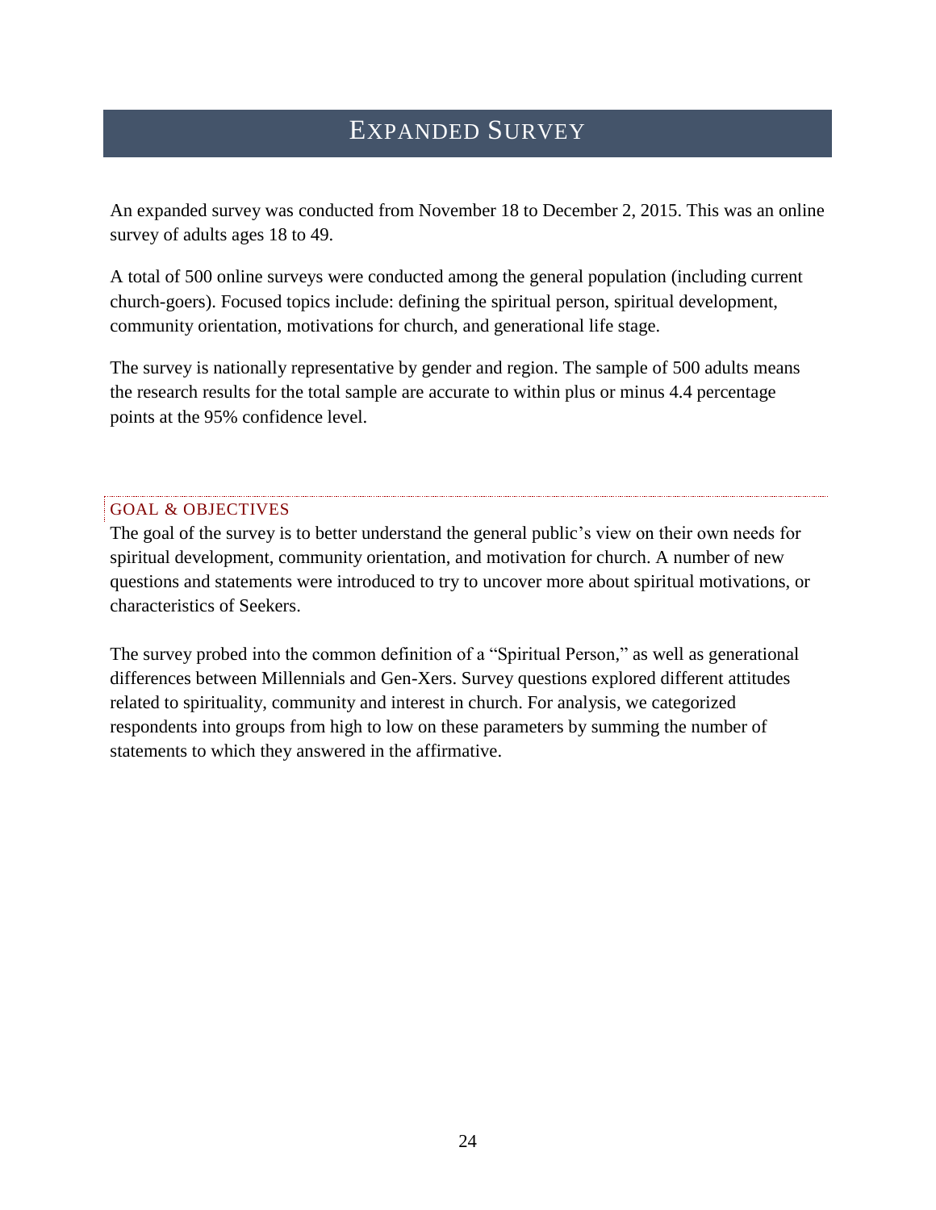# Expanded Survey

An expanded survey was conducted from November 18 to December 2, 2015. This was an online survey of adults ages 18 to 49.

A total of 500 online surveys were conducted among the general population (including current church-goers). Focused topics include: defining the spiritual person, spiritual development, community orientation, motivations for church, and generational life stage.

The survey is nationally representative by gender and region. The sample of 500 adults means the research results for the total sample are accurate to within plus or minus 4.4 percentage points at the 95% confidence level.

## Goal & Objectives

The goal of the survey is to better understand the general public's view on their own needs for spiritual development, community orientation, and motivation for church. A number of new questions and statements were introduced to try to uncover more about spiritual motivations, or characteristics of Seekers.

The survey probed into the common definition of a "Spiritual Person," as well as generational differences between Millennials and Gen-Xers. Survey questions explored different attitudes related to spirituality, community and interest in church. For analysis, we categorized respondents into groups from high to low on these parameters by summing the number of statements to which they answered in the affirmative.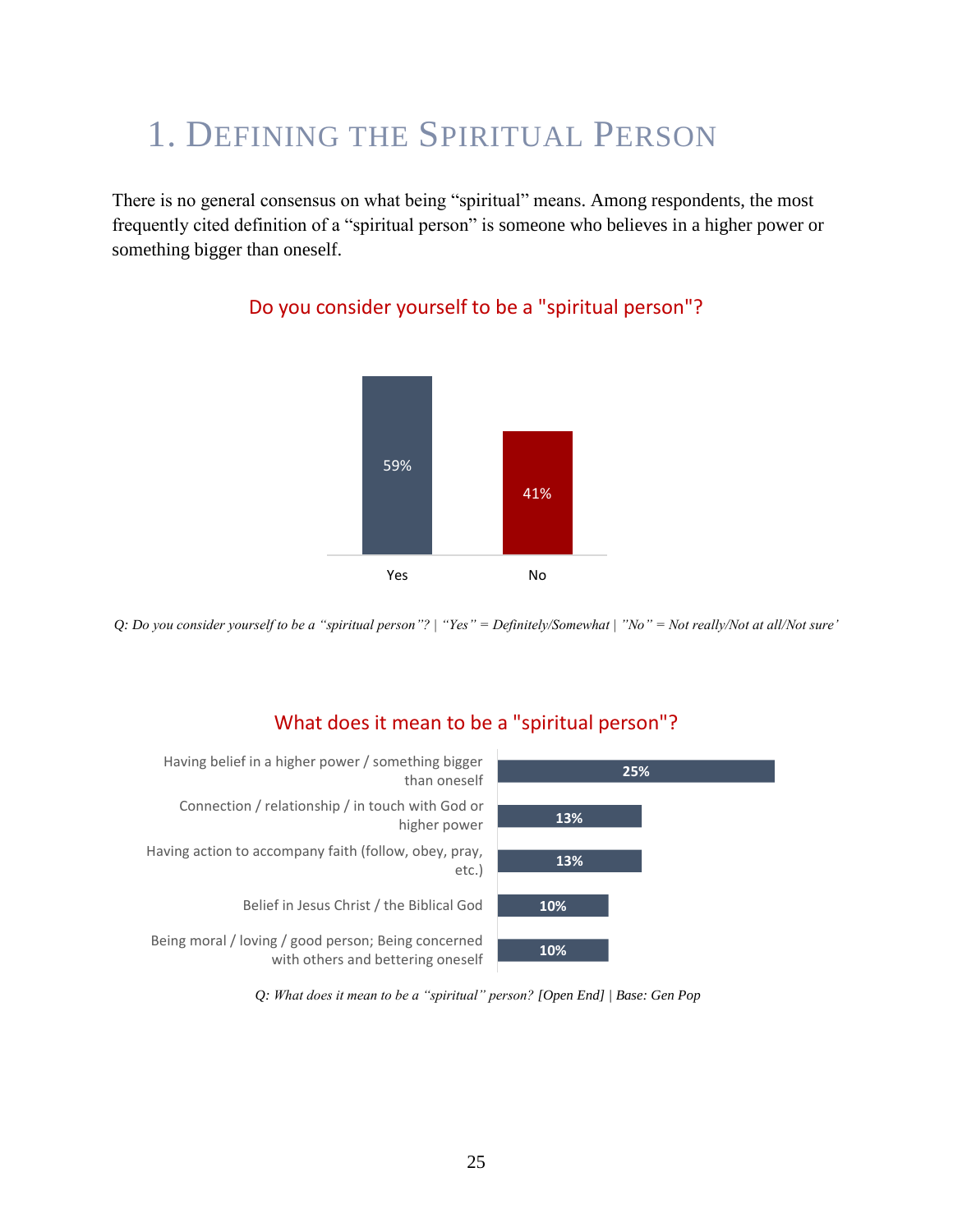# 1. Defining the Spiritual Person

There is no general consensus on what being “spiritual” means. Among respondents, the most frequently cited definition of a “spiritual person” is someone who believes in a higher power or something bigger than oneself.

**Do you consider yourself to be a "spiritual person"?**

| Response | % |
|---|---|
| Yes | 59% |
| No | 41% |

*Q: Do you consider yourself to be a “spiritual person”? | “Yes” = Definitely/Somewhat | ”No” = Not really/Not at all/Not sure’*

**What does it mean to be a "spiritual person"?**

| Response | % |
|---|---|
| Having belief in a higher power / something bigger than oneself | 25% |
| Connection / relationship / in touch with God or higher power | 13% |
| Having action to accompany faith (follow, obey, pray, etc.) | 13% |
| Belief in Jesus Christ / the Biblical God | 10% |
| Being moral / loving / good person; Being concerned with others and bettering oneself | 10% |

*Q: What does it mean to be a “spiritual” person? [Open End] | Base: Gen Pop*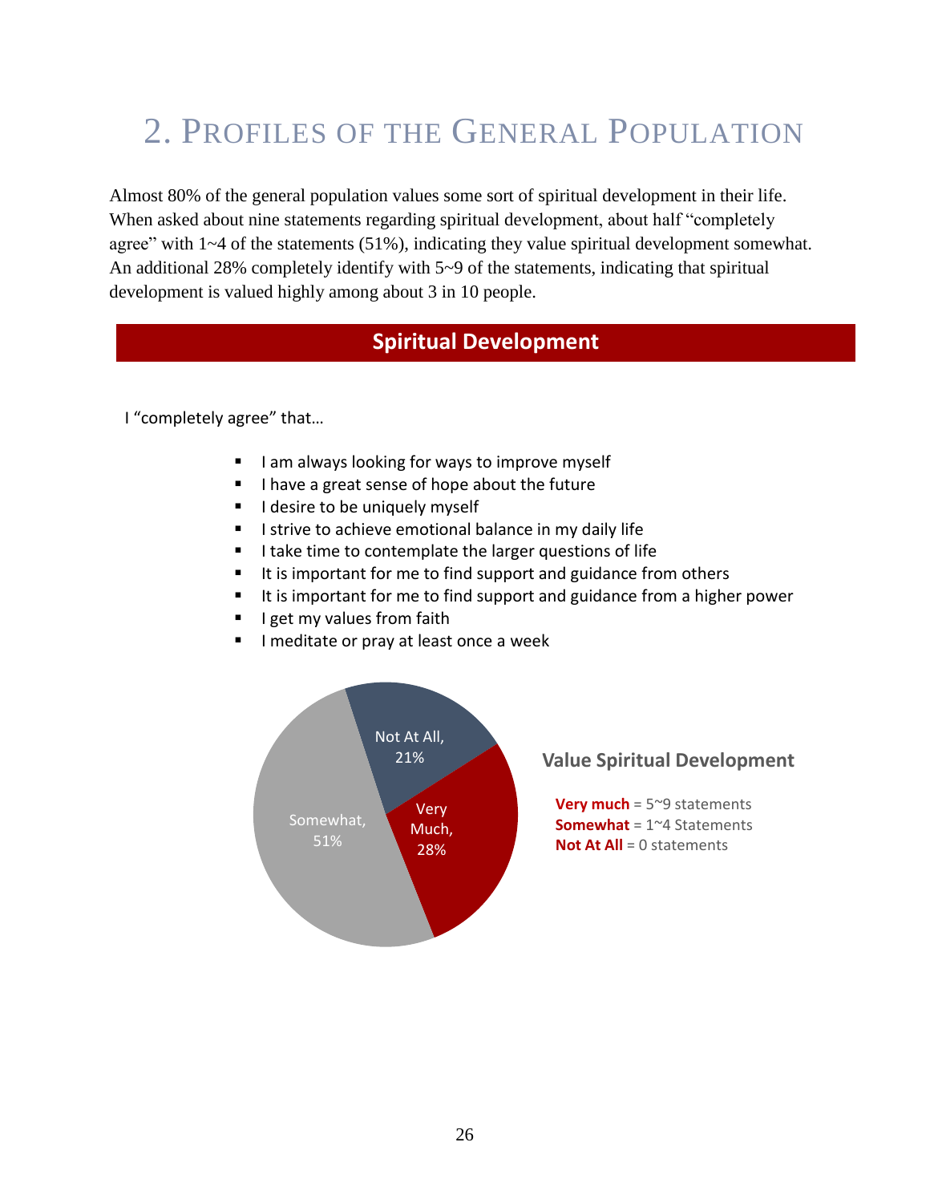# 2. Profiles of the General Population

Almost 80% of the general population values some sort of spiritual development in their life. When asked about nine statements regarding spiritual development, about half "completely agree" with 1~4 of the statements (51%), indicating they value spiritual development somewhat. An additional 28% completely identify with 5~9 of the statements, indicating that spiritual development is valued highly among about 3 in 10 people.

## Spiritual Development

I "completely agree" that…

- I am always looking for ways to improve myself
- I have a great sense of hope about the future
- I desire to be uniquely myself
- I strive to achieve emotional balance in my daily life
- I take time to contemplate the larger questions of life
- It is important for me to find support and guidance from others
- It is important for me to find support and guidance from a higher power
- I get my values from faith
- I meditate or pray at least once a week

Not At All, 21%

Very Much, 28%

Somewhat, 51%

**Value Spiritual Development**

**Very much** = 5~9 statements
**Somewhat** = 1~4 Statements
**Not At All** = 0 statements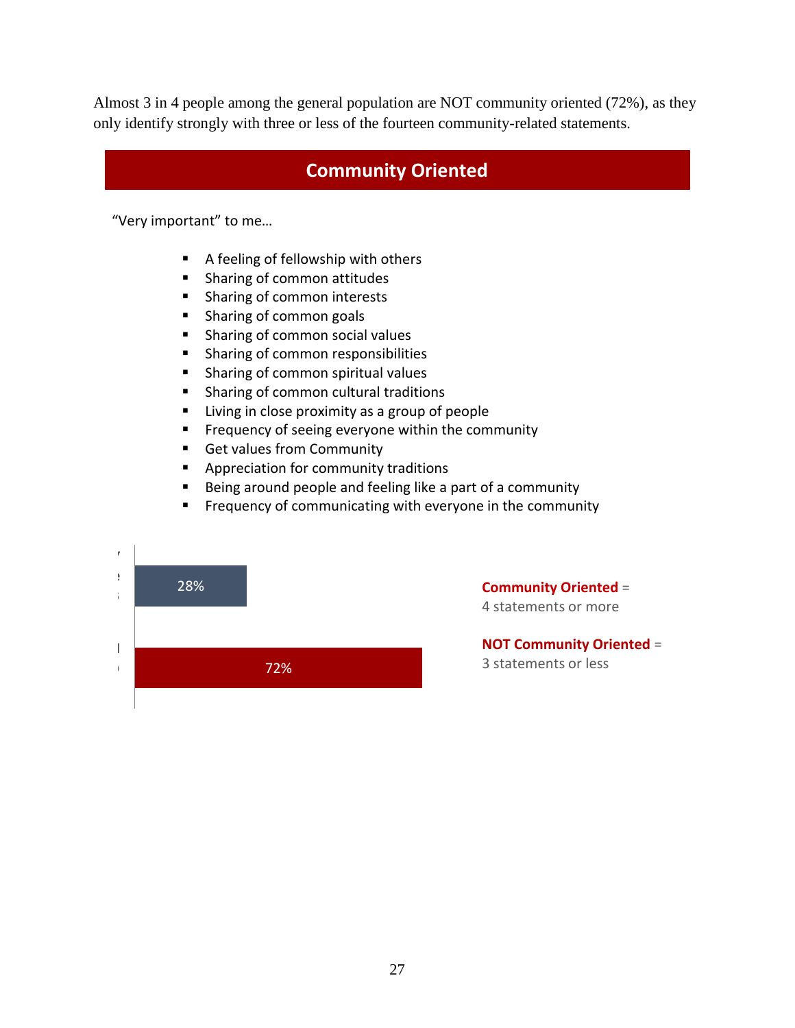Almost 3 in 4 people among the general population are NOT community oriented (72%), as they only identify strongly with three or less of the fourteen community-related statements.

## Community Oriented

"Very important" to me…

- A feeling of fellowship with others
- Sharing of common attitudes
- Sharing of common interests
- Sharing of common goals
- Sharing of common social values
- Sharing of common responsibilities
- Sharing of common spiritual values
- Sharing of common cultural traditions
- Living in close proximity as a group of people
- Frequency of seeing everyone within the community
- Get values from Community
- Appreciation for community traditions
- Being around people and feeling like a part of a community
- Frequency of communicating with everyone in the community

| | |
|---|---|
| Community Oriented | 28% |
| NOT Community Oriented | 72% |

**Community Oriented** = 4 statements or more

**NOT Community Oriented** = 3 statements or less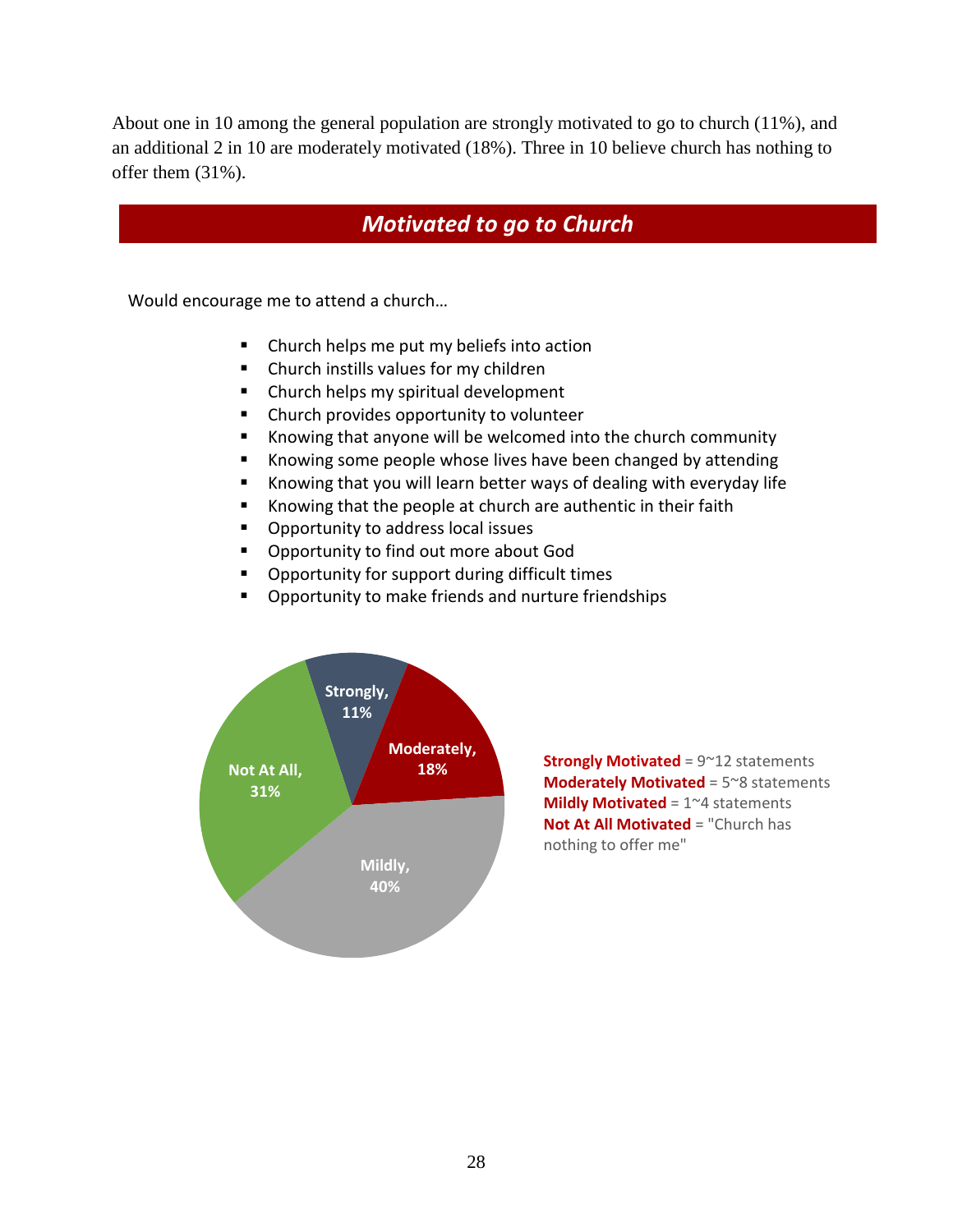About one in 10 among the general population are strongly motivated to go to church (11%), and an additional 2 in 10 are moderately motivated (18%). Three in 10 believe church has nothing to offer them (31%).

## *Motivated to go to Church*

Would encourage me to attend a church…

- Church helps me put my beliefs into action
- Church instills values for my children
- Church helps my spiritual development
- Church provides opportunity to volunteer
- Knowing that anyone will be welcomed into the church community
- Knowing some people whose lives have been changed by attending
- Knowing that you will learn better ways of dealing with everyday life
- Knowing that the people at church are authentic in their faith
- Opportunity to address local issues
- Opportunity to find out more about God
- Opportunity for support during difficult times
- Opportunity to make friends and nurture friendships

| Category | Percentage |
|---|---|
| Strongly | 11% |
| Moderately | 18% |
| Mildly | 40% |
| Not At All | 31% |

**Strongly Motivated** = 9~12 statements
**Moderately Motivated** = 5~8 statements
**Mildly Motivated** = 1~4 statements
**Not At All Motivated** = "Church has nothing to offer me"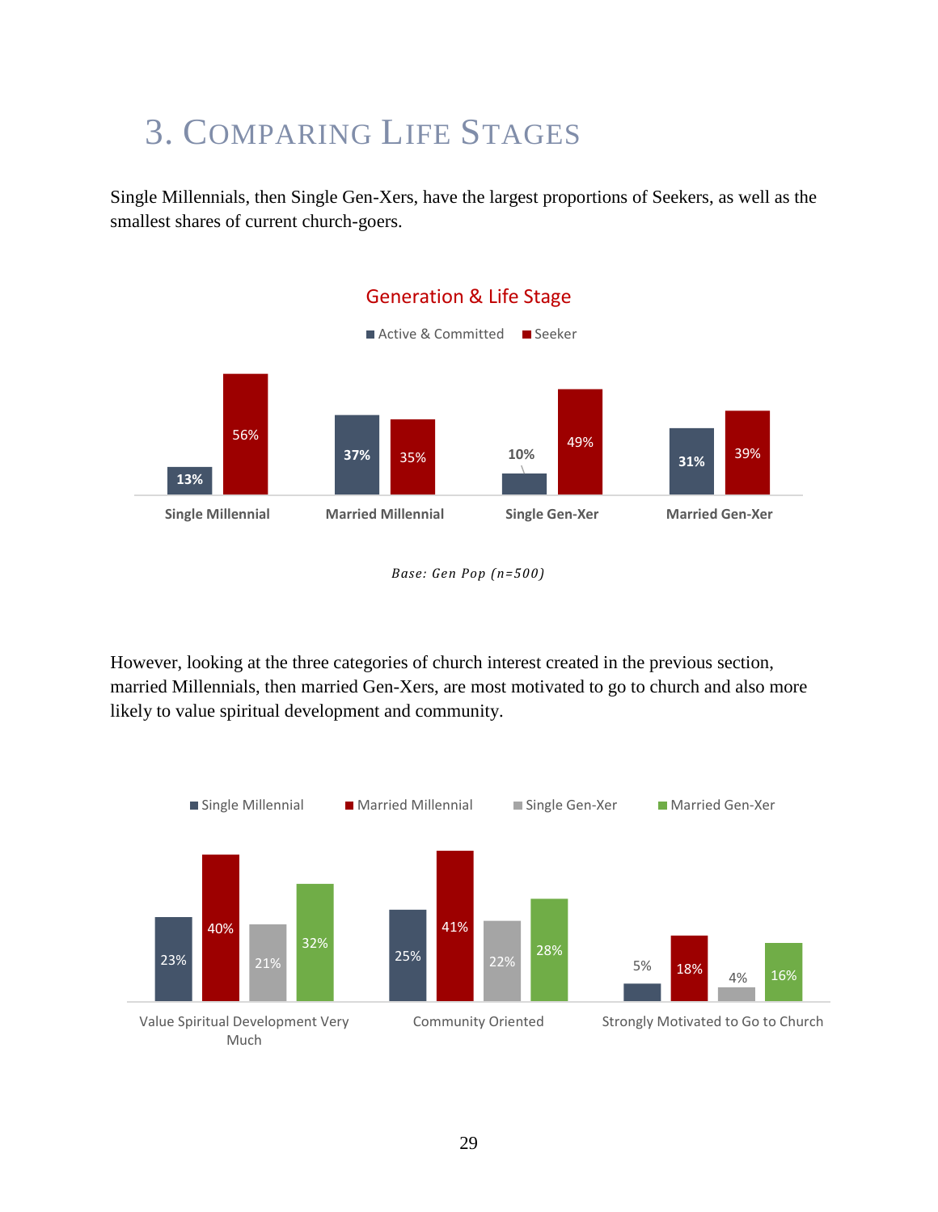# 3. Comparing Life Stages

Single Millennials, then Single Gen-Xers, have the largest proportions of Seekers, as well as the smallest shares of current church-goers.

**Generation & Life Stage**

| | Active & Committed | Seeker |
|---|---|---|
| Single Millennial | 13% | 56% |
| Married Millennial | 37% | 35% |
| Single Gen-Xer | 10% | 49% |
| Married Gen-Xer | 31% | 39% |

*Base: Gen Pop (n=500)*

However, looking at the three categories of church interest created in the previous section, married Millennials, then married Gen-Xers, are most motivated to go to church and also more likely to value spiritual development and community.

| | Single Millennial | Married Millennial | Single Gen-Xer | Married Gen-Xer |
|---|---|---|---|---|
| Value Spiritual Development Very Much | 23% | 40% | 21% | 32% |
| Community Oriented | 25% | 41% | 22% | 28% |
| Strongly Motivated to Go to Church | 5% | 18% | 4% | 16% |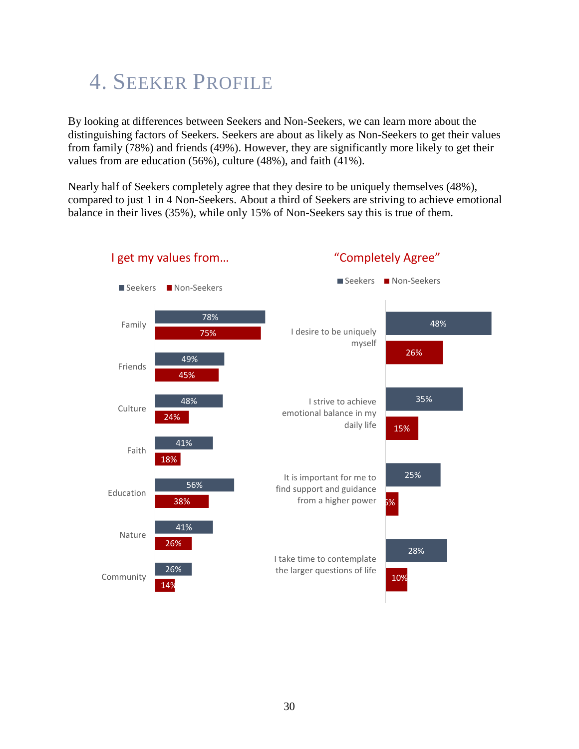# 4. Seeker Profile

By looking at differences between Seekers and Non-Seekers, we can learn more about the distinguishing factors of Seekers. Seekers are about as likely as Non-Seekers to get their values from family (78%) and friends (49%). However, they are significantly more likely to get their values from are education (56%), culture (48%), and faith (41%).

Nearly half of Seekers completely agree that they desire to be uniquely themselves (48%), compared to just 1 in 4 Non-Seekers. About a third of Seekers are striving to achieve emotional balance in their lives (35%), while only 15% of Non-Seekers say this is true of them.

**I get my values from…**

| | Seekers | Non-Seekers |
|---|---|---|
| Family | 78% | 75% |
| Friends | 49% | 45% |
| Culture | 48% | 24% |
| Faith | 41% | 18% |
| Education | 56% | 38% |
| Nature | 41% | 26% |
| Community | 26% | 14% |

**"Completely Agree"**

| | Seekers | Non-Seekers |
|---|---|---|
| I desire to be uniquely myself | 48% | 26% |
| I strive to achieve emotional balance in my daily life | 35% | 15% |
| It is important for me to find support and guidance from a higher power | 25% | 5% |
| I take time to contemplate the larger questions of life | 28% | 10% |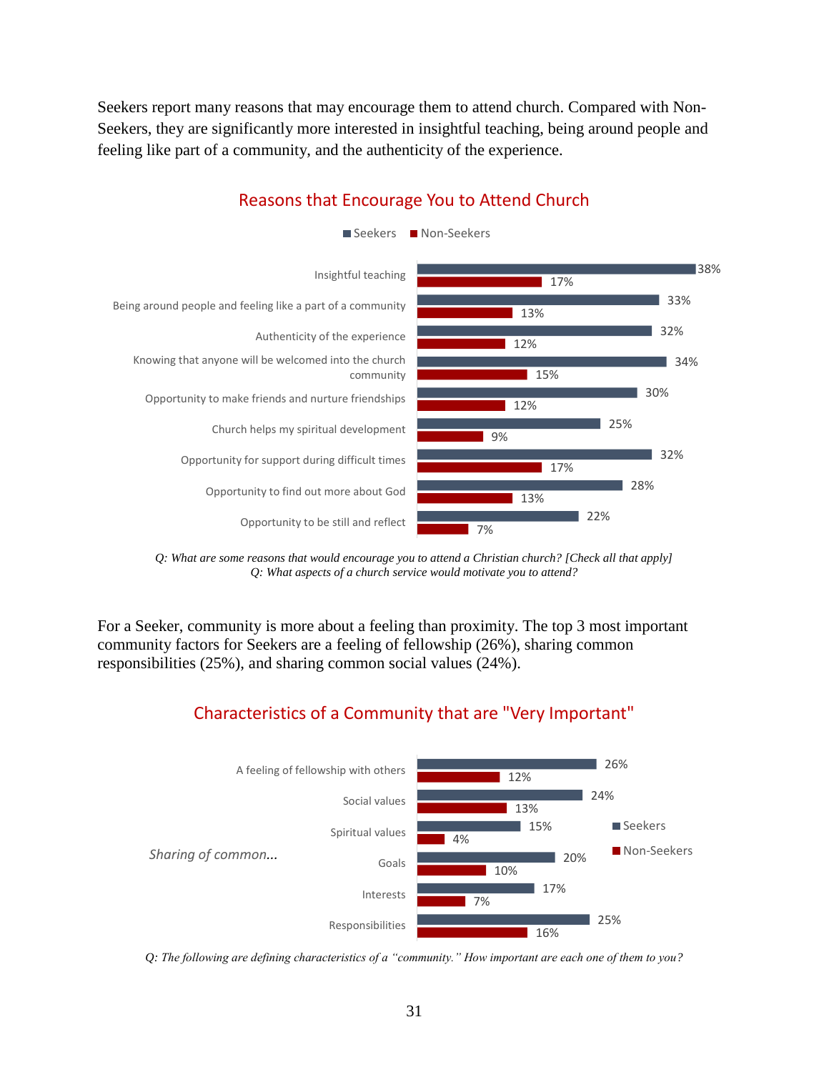Seekers report many reasons that may encourage them to attend church. Compared with Non-Seekers, they are significantly more interested in insightful teaching, being around people and feeling like part of a community, and the authenticity of the experience.

## Reasons that Encourage You to Attend Church

| | Seekers | Non-Seekers |
|---|---|---|
| Insightful teaching | 38% | 17% |
| Being around people and feeling like a part of a community | 33% | 13% |
| Authenticity of the experience | 32% | 12% |
| Knowing that anyone will be welcomed into the church community | 34% | 15% |
| Opportunity to make friends and nurture friendships | 30% | 12% |
| Church helps my spiritual development | 25% | 9% |
| Opportunity for support during difficult times | 32% | 17% |
| Opportunity to find out more about God | 28% | 13% |
| Opportunity to be still and reflect | 22% | 7% |

*Q: What are some reasons that would encourage you to attend a Christian church? [Check all that apply]*
*Q: What aspects of a church service would motivate you to attend?*

For a Seeker, community is more about a feeling than proximity. The top 3 most important community factors for Seekers are a feeling of fellowship (26%), sharing common responsibilities (25%), and sharing common social values (24%).

## Characteristics of a Community that are "Very Important"

| | Seekers | Non-Seekers |
|---|---|---|
| A feeling of fellowship with others | 26% | 12% |
| *Sharing of common...* Social values | 24% | 13% |
| *Sharing of common...* Spiritual values | 15% | 4% |
| *Sharing of common...* Goals | 20% | 10% |
| *Sharing of common...* Interests | 17% | 7% |
| *Sharing of common...* Responsibilities | 25% | 16% |

*Q: The following are defining characteristics of a "community." How important are each one of them to you?*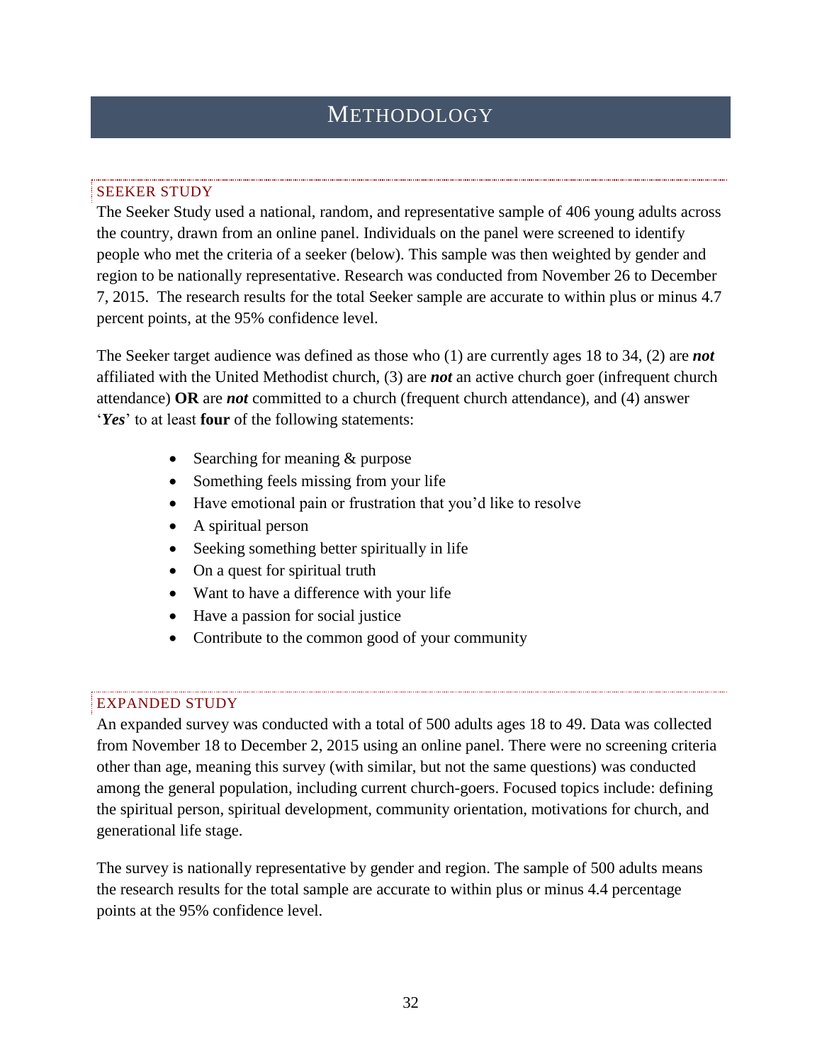# METHODOLOGY

## SEEKER STUDY

The Seeker Study used a national, random, and representative sample of 406 young adults across the country, drawn from an online panel. Individuals on the panel were screened to identify people who met the criteria of a seeker (below). This sample was then weighted by gender and region to be nationally representative. Research was conducted from November 26 to December 7, 2015. The research results for the total Seeker sample are accurate to within plus or minus 4.7 percent points, at the 95% confidence level.

The Seeker target audience was defined as those who (1) are currently ages 18 to 34, (2) are ***not*** affiliated with the United Methodist church, (3) are ***not*** an active church goer (infrequent church attendance) **OR** are ***not*** committed to a church (frequent church attendance), and (4) answer '***Yes***' to at least **four** of the following statements:

- Searching for meaning & purpose
- Something feels missing from your life
- Have emotional pain or frustration that you'd like to resolve
- A spiritual person
- Seeking something better spiritually in life
- On a quest for spiritual truth
- Want to have a difference with your life
- Have a passion for social justice
- Contribute to the common good of your community

## EXPANDED STUDY

An expanded survey was conducted with a total of 500 adults ages 18 to 49. Data was collected from November 18 to December 2, 2015 using an online panel. There were no screening criteria other than age, meaning this survey (with similar, but not the same questions) was conducted among the general population, including current church-goers. Focused topics include: defining the spiritual person, spiritual development, community orientation, motivations for church, and generational life stage.

The survey is nationally representative by gender and region. The sample of 500 adults means the research results for the total sample are accurate to within plus or minus 4.4 percentage points at the 95% confidence level.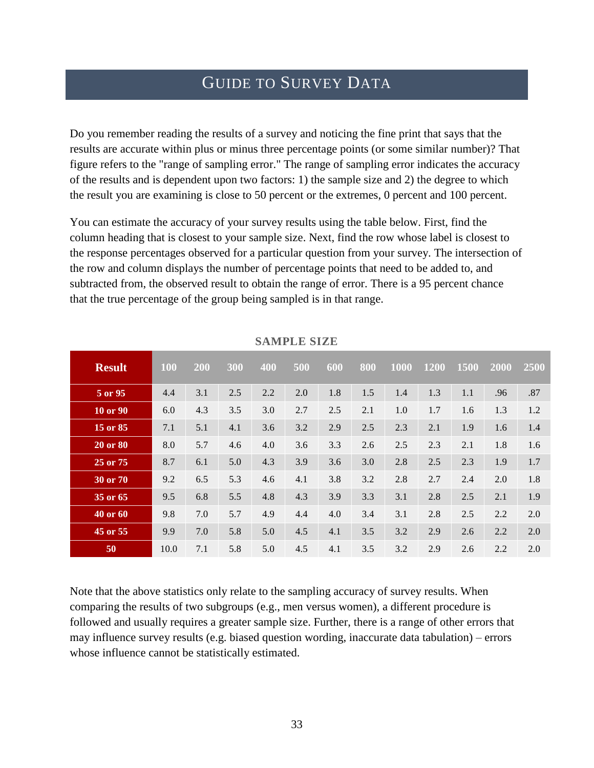# Guide to Survey Data

Do you remember reading the results of a survey and noticing the fine print that says that the results are accurate within plus or minus three percentage points (or some similar number)? That figure refers to the "range of sampling error." The range of sampling error indicates the accuracy of the results and is dependent upon two factors: 1) the sample size and 2) the degree to which the result you are examining is close to 50 percent or the extremes, 0 percent and 100 percent.

You can estimate the accuracy of your survey results using the table below. First, find the column heading that is closest to your sample size. Next, find the row whose label is closest to the response percentages observed for a particular question from your survey. The intersection of the row and column displays the number of percentage points that need to be added to, and subtracted from, the observed result to obtain the range of error. There is a 95 percent chance that the true percentage of the group being sampled is in that range.

**SAMPLE SIZE**

| Result | 100 | 200 | 300 | 400 | 500 | 600 | 800 | 1000 | 1200 | 1500 | 2000 | 2500 |
|---|---|---|---|---|---|---|---|---|---|---|---|---|
| **5 or 95** | 4.4 | 3.1 | 2.5 | 2.2 | 2.0 | 1.8 | 1.5 | 1.4 | 1.3 | 1.1 | .96 | .87 |
| **10 or 90** | 6.0 | 4.3 | 3.5 | 3.0 | 2.7 | 2.5 | 2.1 | 1.0 | 1.7 | 1.6 | 1.3 | 1.2 |
| **15 or 85** | 7.1 | 5.1 | 4.1 | 3.6 | 3.2 | 2.9 | 2.5 | 2.3 | 2.1 | 1.9 | 1.6 | 1.4 |
| **20 or 80** | 8.0 | 5.7 | 4.6 | 4.0 | 3.6 | 3.3 | 2.6 | 2.5 | 2.3 | 2.1 | 1.8 | 1.6 |
| **25 or 75** | 8.7 | 6.1 | 5.0 | 4.3 | 3.9 | 3.6 | 3.0 | 2.8 | 2.5 | 2.3 | 1.9 | 1.7 |
| **30 or 70** | 9.2 | 6.5 | 5.3 | 4.6 | 4.1 | 3.8 | 3.2 | 2.8 | 2.7 | 2.4 | 2.0 | 1.8 |
| **35 or 65** | 9.5 | 6.8 | 5.5 | 4.8 | 4.3 | 3.9 | 3.3 | 3.1 | 2.8 | 2.5 | 2.1 | 1.9 |
| **40 or 60** | 9.8 | 7.0 | 5.7 | 4.9 | 4.4 | 4.0 | 3.4 | 3.1 | 2.8 | 2.5 | 2.2 | 2.0 |
| **45 or 55** | 9.9 | 7.0 | 5.8 | 5.0 | 4.5 | 4.1 | 3.5 | 3.2 | 2.9 | 2.6 | 2.2 | 2.0 |
| **50** | 10.0 | 7.1 | 5.8 | 5.0 | 4.5 | 4.1 | 3.5 | 3.2 | 2.9 | 2.6 | 2.2 | 2.0 |

Note that the above statistics only relate to the sampling accuracy of survey results. When comparing the results of two subgroups (e.g., men versus women), a different procedure is followed and usually requires a greater sample size. Further, there is a range of other errors that may influence survey results (e.g. biased question wording, inaccurate data tabulation) – errors whose influence cannot be statistically estimated.